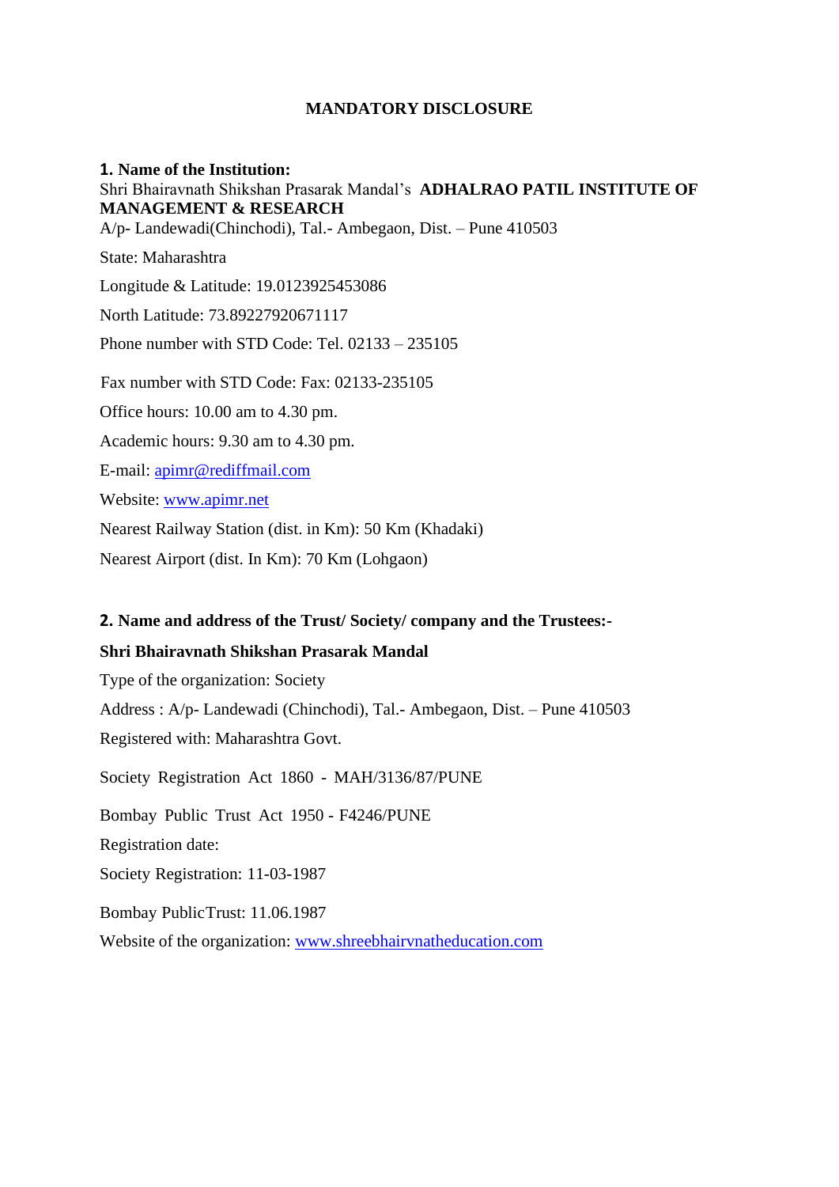# MANDATORY DISCLOSURE

**1. Name of the Institution:**

Shri Bhairavnath Shikshan Prasarak Mandal's **ADHALRAO PATIL INSTITUTE OF MANAGEMENT & RESEARCH**

A/p- Landewadi(Chinchodi), Tal.- Ambegaon, Dist. – Pune 410503

State: Maharashtra

Longitude & Latitude: 19.0123925453086

North Latitude: 73.89227920671117

Phone number with STD Code: Tel. 02133 – 235105

Fax number with STD Code: Fax: 02133-235105

Office hours: 10.00 am to 4.30 pm.

Academic hours: 9.30 am to 4.30 pm.

E-mail: apimr@rediffmail.com

Website: www.apimr.net

Nearest Railway Station (dist. in Km): 50 Km (Khadaki)

Nearest Airport (dist. In Km): 70 Km (Lohgaon)

**2. Name and address of the Trust/ Society/ company and the Trustees:-**

**Shri Bhairavnath Shikshan Prasarak Mandal**

Type of the organization: Society

Address : A/p- Landewadi (Chinchodi), Tal.- Ambegaon, Dist. – Pune 410503

Registered with: Maharashtra Govt.

Society Registration Act 1860 - MAH/3136/87/PUNE

Bombay Public Trust Act 1950 - F4246/PUNE

Registration date:

Society Registration: 11-03-1987

Bombay PublicTrust: 11.06.1987

Website of the organization: www.shreebhairvnatheducation.com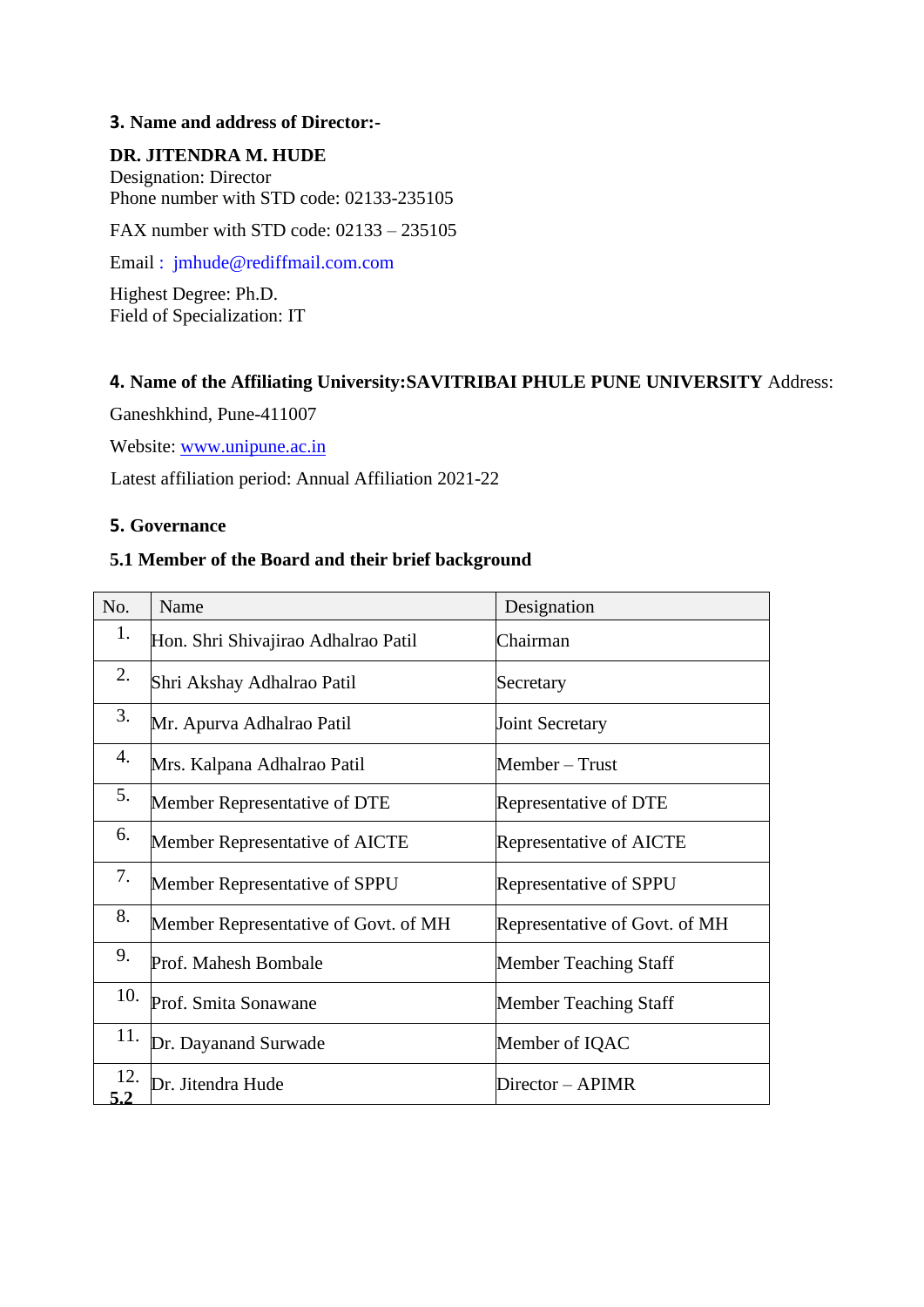**3. Name and address of Director:-**

**DR. JITENDRA M. HUDE**
Designation: Director
Phone number with STD code: 02133-235105

FAX number with STD code: 02133 – 235105

Email : jmhude@rediffmail.com.com

Highest Degree: Ph.D.
Field of Specialization: IT

**4. Name of the Affiliating University:SAVITRIBAI PHULE PUNE UNIVERSITY** Address:

Ganeshkhind, Pune-411007

Website: www.unipune.ac.in

Latest affiliation period: Annual Affiliation 2021-22

**5. Governance**

**5.1 Member of the Board and their brief background**

| No. | Name | Designation |
|---|---|---|
| 1. | Hon. Shri Shivajirao Adhalrao Patil | Chairman |
| 2. | Shri Akshay Adhalrao Patil | Secretary |
| 3. | Mr. Apurva Adhalrao Patil | Joint Secretary |
| 4. | Mrs. Kalpana Adhalrao Patil | Member – Trust |
| 5. | Member Representative of DTE | Representative of DTE |
| 6. | Member Representative of AICTE | Representative of AICTE |
| 7. | Member Representative of SPPU | Representative of SPPU |
| 8. | Member Representative of Govt. of MH | Representative of Govt. of MH |
| 9. | Prof. Mahesh Bombale | Member Teaching Staff |
| 10. | Prof. Smita Sonawane | Member Teaching Staff |
| 11. | Dr. Dayanand Surwade | Member of IQAC |
| 12. | Dr. Jitendra Hude | Director – APIMR |

**5.2**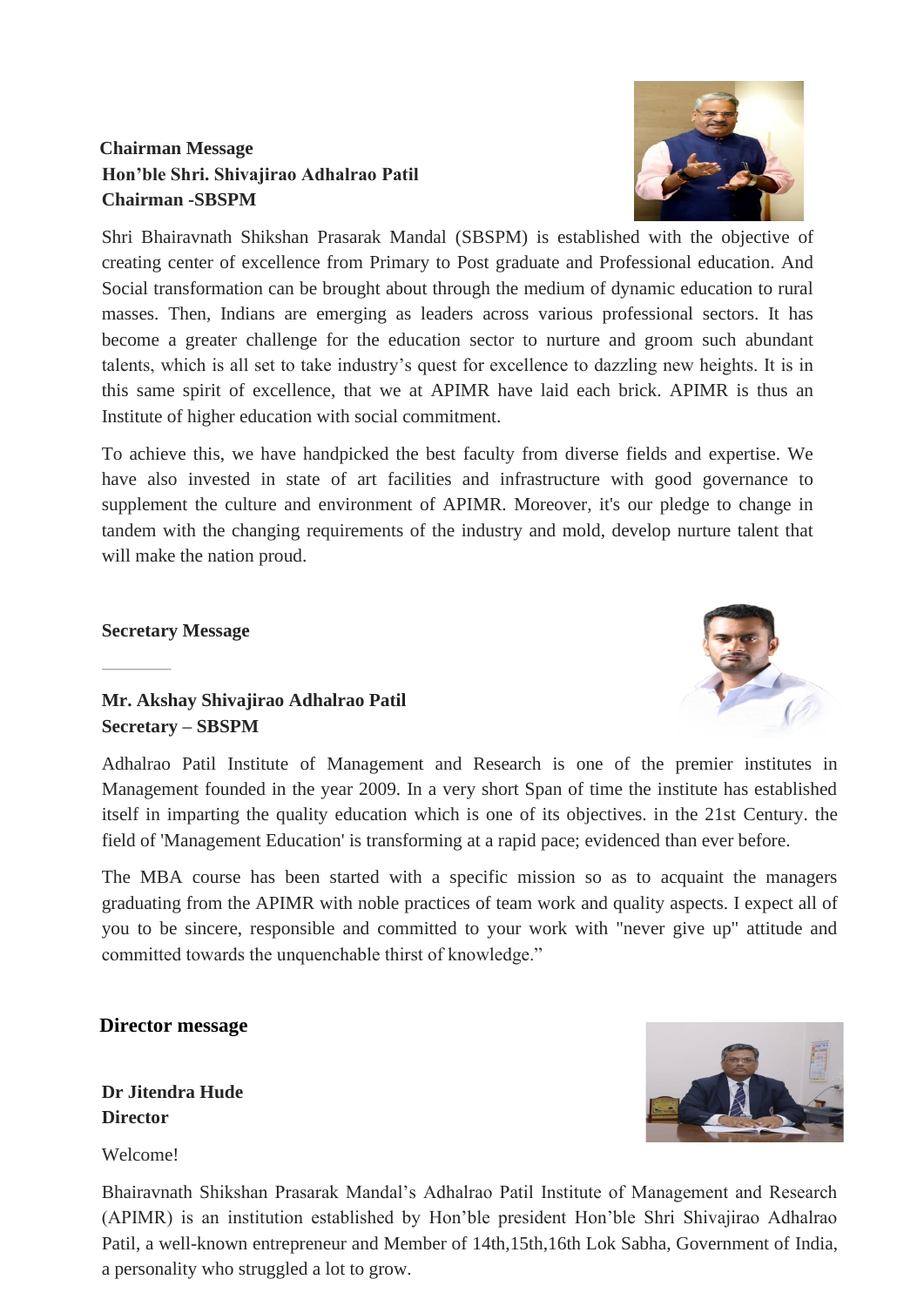## Chairman Message

**Hon'ble Shri. Shivajirao Adhalrao Patil**
**Chairman -SBSPM**

Shri Bhairavnath Shikshan Prasarak Mandal (SBSPM) is established with the objective of creating center of excellence from Primary to Post graduate and Professional education. And Social transformation can be brought about through the medium of dynamic education to rural masses. Then, Indians are emerging as leaders across various professional sectors. It has become a greater challenge for the education sector to nurture and groom such abundant talents, which is all set to take industry's quest for excellence to dazzling new heights. It is in this same spirit of excellence, that we at APIMR have laid each brick. APIMR is thus an Institute of higher education with social commitment.

To achieve this, we have handpicked the best faculty from diverse fields and expertise. We have also invested in state of art facilities and infrastructure with good governance to supplement the culture and environment of APIMR. Moreover, it's our pledge to change in tandem with the changing requirements of the industry and mold, develop nurture talent that will make the nation proud.

## Secretary Message

**Mr. Akshay Shivajirao Adhalrao Patil**
**Secretary – SBSPM**

Adhalrao Patil Institute of Management and Research is one of the premier institutes in Management founded in the year 2009. In a very short Span of time the institute has established itself in imparting the quality education which is one of its objectives. in the 21st Century. the field of 'Management Education' is transforming at a rapid pace; evidenced than ever before.

The MBA course has been started with a specific mission so as to acquaint the managers graduating from the APIMR with noble practices of team work and quality aspects. I expect all of you to be sincere, responsible and committed to your work with "never give up" attitude and committed towards the unquenchable thirst of knowledge."

## Director message

**Dr Jitendra Hude**
**Director**

Welcome!

Bhairavnath Shikshan Prasarak Mandal's Adhalrao Patil Institute of Management and Research (APIMR) is an institution established by Hon'ble president Hon'ble Shri Shivajirao Adhalrao Patil, a well-known entrepreneur and Member of 14th,15th,16th Lok Sabha, Government of India, a personality who struggled a lot to grow.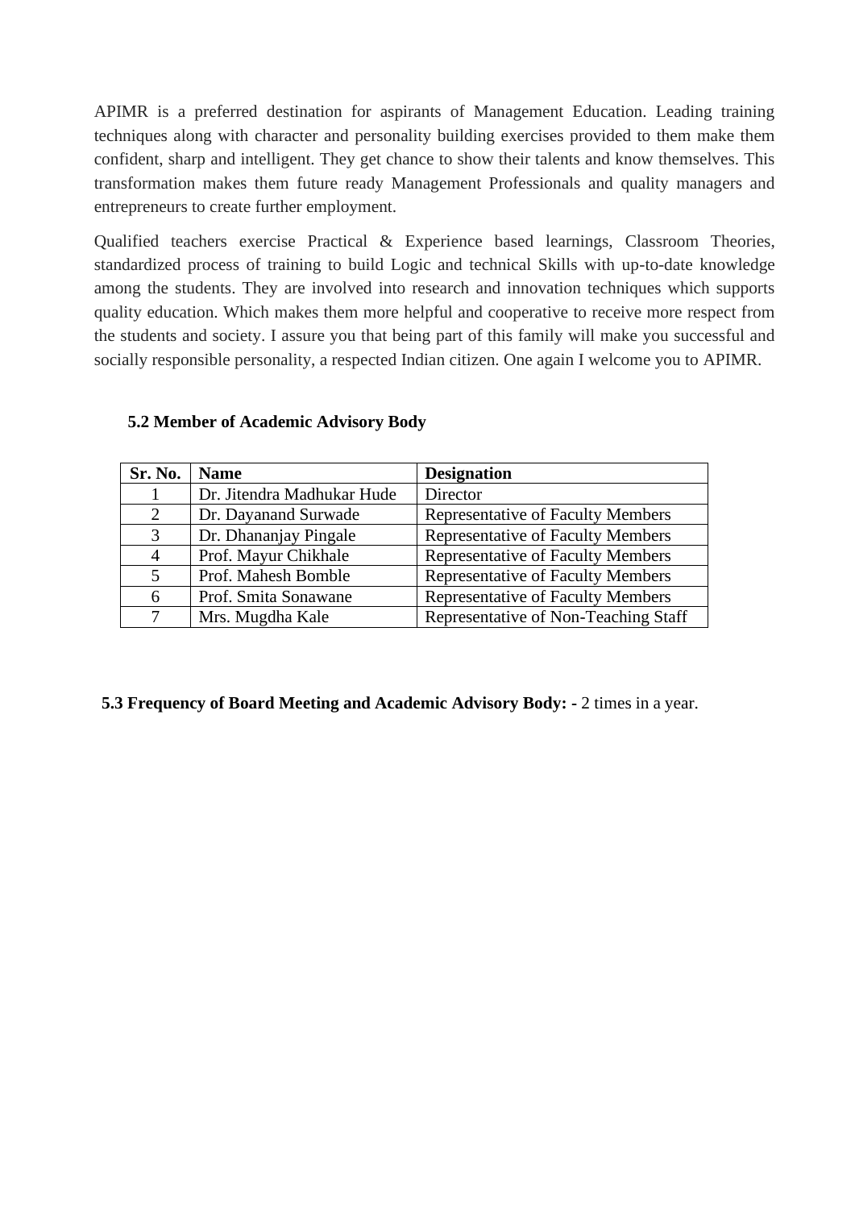APIMR is a preferred destination for aspirants of Management Education. Leading training techniques along with character and personality building exercises provided to them make them confident, sharp and intelligent. They get chance to show their talents and know themselves. This transformation makes them future ready Management Professionals and quality managers and entrepreneurs to create further employment.

Qualified teachers exercise Practical & Experience based learnings, Classroom Theories, standardized process of training to build Logic and technical Skills with up-to-date knowledge among the students. They are involved into research and innovation techniques which supports quality education. Which makes them more helpful and cooperative to receive more respect from the students and society. I assure you that being part of this family will make you successful and socially responsible personality, a respected Indian citizen. One again I welcome you to APIMR.

### 5.2 Member of Academic Advisory Body

| Sr. No. | Name | Designation |
|---|---|---|
| 1 | Dr. Jitendra Madhukar Hude | Director |
| 2 | Dr. Dayanand Surwade | Representative of Faculty Members |
| 3 | Dr. Dhananjay Pingale | Representative of Faculty Members |
| 4 | Prof. Mayur Chikhale | Representative of Faculty Members |
| 5 | Prof. Mahesh Bomble | Representative of Faculty Members |
| 6 | Prof. Smita Sonawane | Representative of Faculty Members |
| 7 | Mrs. Mugdha Kale | Representative of Non-Teaching Staff |

**5.3 Frequency of Board Meeting and Academic Advisory Body: -** 2 times in a year.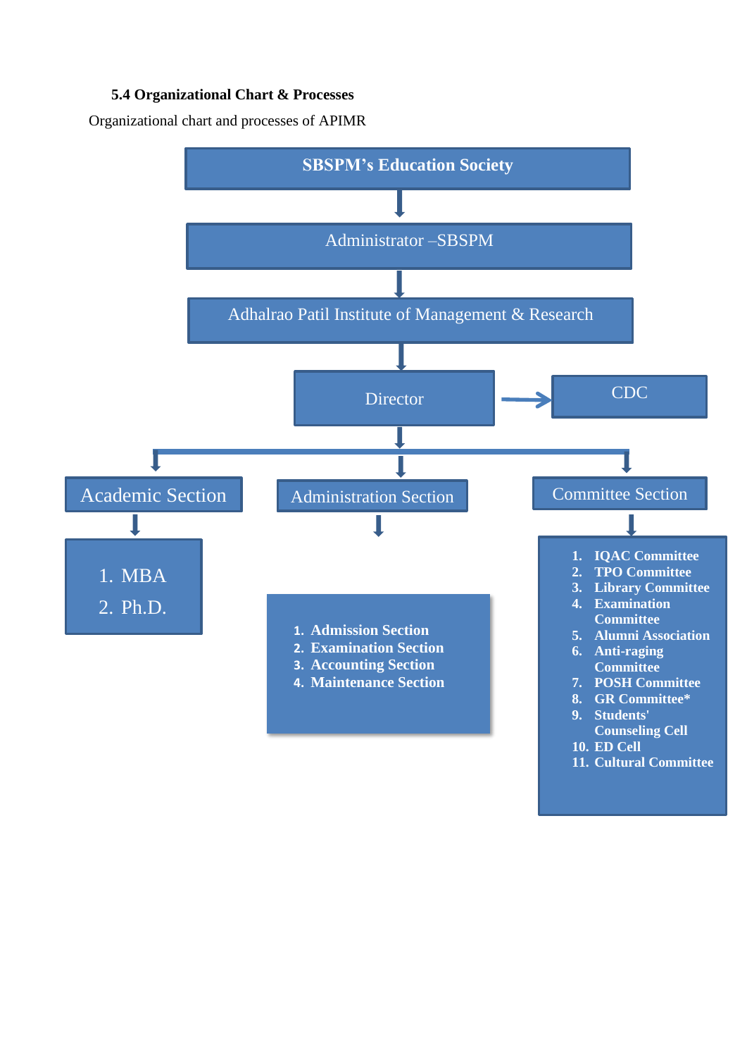### 5.4 Organizational Chart & Processes

Organizational chart and processes of APIMR

**SBSPM's Education Society**

↓

Administrator –SBSPM

↓

Adhalrao Patil Institute of Management & Research

↓

Director → CDC

↓

Academic Section

1. MBA
2. Ph.D.

Administration Section

1. Admission Section
2. Examination Section
3. Accounting Section
4. Maintenance Section

Committee Section

1. IQAC Committee
2. TPO Committee
3. Library Committee
4. Examination Committee
5. Alumni Association
6. Anti-raging Committee
7. POSH Committee
8. GR Committee*
9. Students' Counseling Cell
10. ED Cell
11. Cultural Committee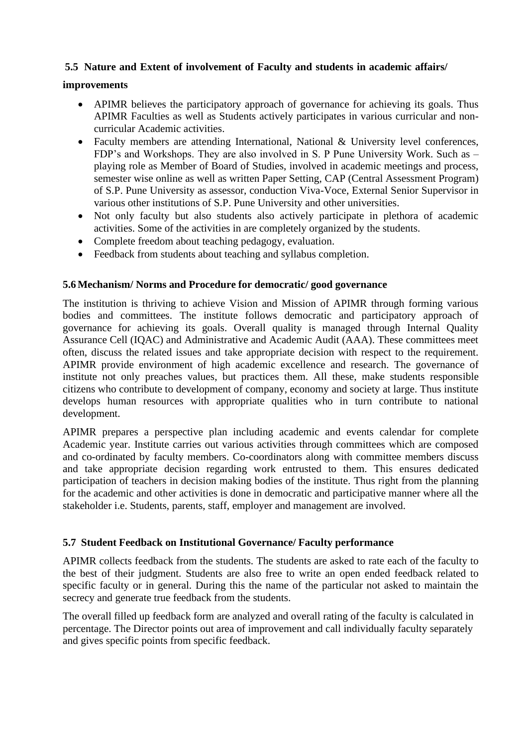### 5.5 Nature and Extent of involvement of Faculty and students in academic affairs/ improvements

- APIMR believes the participatory approach of governance for achieving its goals. Thus APIMR Faculties as well as Students actively participates in various curricular and non-curricular Academic activities.
- Faculty members are attending International, National & University level conferences, FDP's and Workshops. They are also involved in S. P Pune University Work. Such as – playing role as Member of Board of Studies, involved in academic meetings and process, semester wise online as well as written Paper Setting, CAP (Central Assessment Program) of S.P. Pune University as assessor, conduction Viva-Voce, External Senior Supervisor in various other institutions of S.P. Pune University and other universities.
- Not only faculty but also students also actively participate in plethora of academic activities. Some of the activities in are completely organized by the students.
- Complete freedom about teaching pedagogy, evaluation.
- Feedback from students about teaching and syllabus completion.

### 5.6 Mechanism/ Norms and Procedure for democratic/ good governance

The institution is thriving to achieve Vision and Mission of APIMR through forming various bodies and committees. The institute follows democratic and participatory approach of governance for achieving its goals. Overall quality is managed through Internal Quality Assurance Cell (IQAC) and Administrative and Academic Audit (AAA). These committees meet often, discuss the related issues and take appropriate decision with respect to the requirement. APIMR provide environment of high academic excellence and research. The governance of institute not only preaches values, but practices them. All these, make students responsible citizens who contribute to development of company, economy and society at large. Thus institute develops human resources with appropriate qualities who in turn contribute to national development.

APIMR prepares a perspective plan including academic and events calendar for complete Academic year. Institute carries out various activities through committees which are composed and co-ordinated by faculty members. Co-coordinators along with committee members discuss and take appropriate decision regarding work entrusted to them. This ensures dedicated participation of teachers in decision making bodies of the institute. Thus right from the planning for the academic and other activities is done in democratic and participative manner where all the stakeholder i.e. Students, parents, staff, employer and management are involved.

### 5.7 Student Feedback on Institutional Governance/ Faculty performance

APIMR collects feedback from the students. The students are asked to rate each of the faculty to the best of their judgment. Students are also free to write an open ended feedback related to specific faculty or in general. During this the name of the particular not asked to maintain the secrecy and generate true feedback from the students.

The overall filled up feedback form are analyzed and overall rating of the faculty is calculated in percentage. The Director points out area of improvement and call individually faculty separately and gives specific points from specific feedback.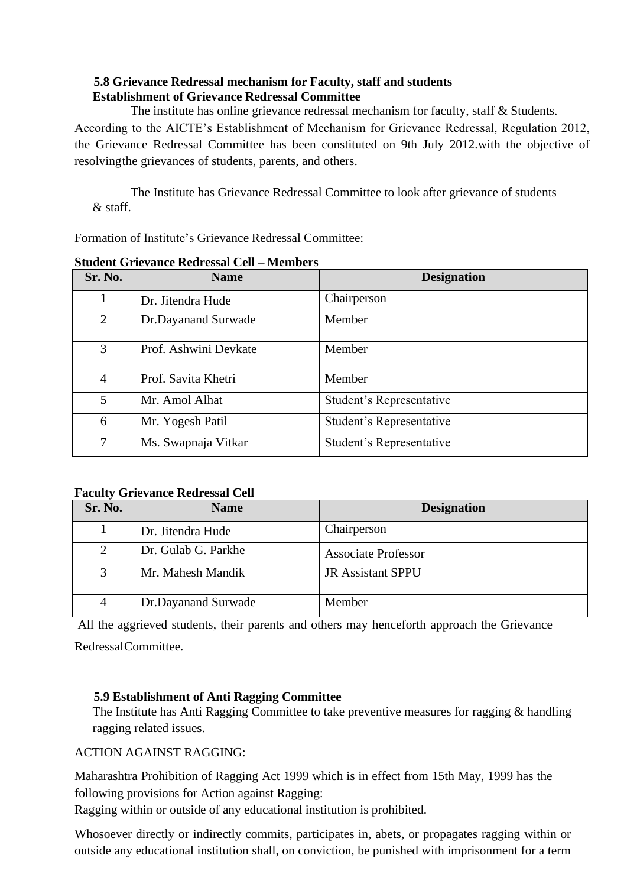### 5.8 Grievance Redressal mechanism for Faculty, staff and students

**Establishment of Grievance Redressal Committee**

The institute has online grievance redressal mechanism for faculty, staff & Students. According to the AICTE's Establishment of Mechanism for Grievance Redressal, Regulation 2012, the Grievance Redressal Committee has been constituted on 9th July 2012.with the objective of resolvingthe grievances of students, parents, and others.

The Institute has Grievance Redressal Committee to look after grievance of students & staff.

Formation of Institute's Grievance Redressal Committee:

**Student Grievance Redressal Cell – Members**

| Sr. No. | Name | Designation |
|---|---|---|
| 1 | Dr. Jitendra Hude | Chairperson |
| 2 | Dr.Dayanand Surwade | Member |
| 3 | Prof. Ashwini Devkate | Member |
| 4 | Prof. Savita Khetri | Member |
| 5 | Mr. Amol Alhat | Student's Representative |
| 6 | Mr. Yogesh Patil | Student's Representative |
| 7 | Ms. Swapnaja Vitkar | Student's Representative |

**Faculty Grievance Redressal Cell**

| Sr. No. | Name | Designation |
|---|---|---|
| 1 | Dr. Jitendra Hude | Chairperson |
| 2 | Dr. Gulab G. Parkhe | Associate Professor |
| 3 | Mr. Mahesh Mandik | JR Assistant SPPU |
| 4 | Dr.Dayanand Surwade | Member |

All the aggrieved students, their parents and others may henceforth approach the Grievance RedressalCommittee.

### 5.9 Establishment of Anti Ragging Committee

The Institute has Anti Ragging Committee to take preventive measures for ragging & handling ragging related issues.

ACTION AGAINST RAGGING:

Maharashtra Prohibition of Ragging Act 1999 which is in effect from 15th May, 1999 has the following provisions for Action against Ragging:
Ragging within or outside of any educational institution is prohibited.

Whosoever directly or indirectly commits, participates in, abets, or propagates ragging within or outside any educational institution shall, on conviction, be punished with imprisonment for a term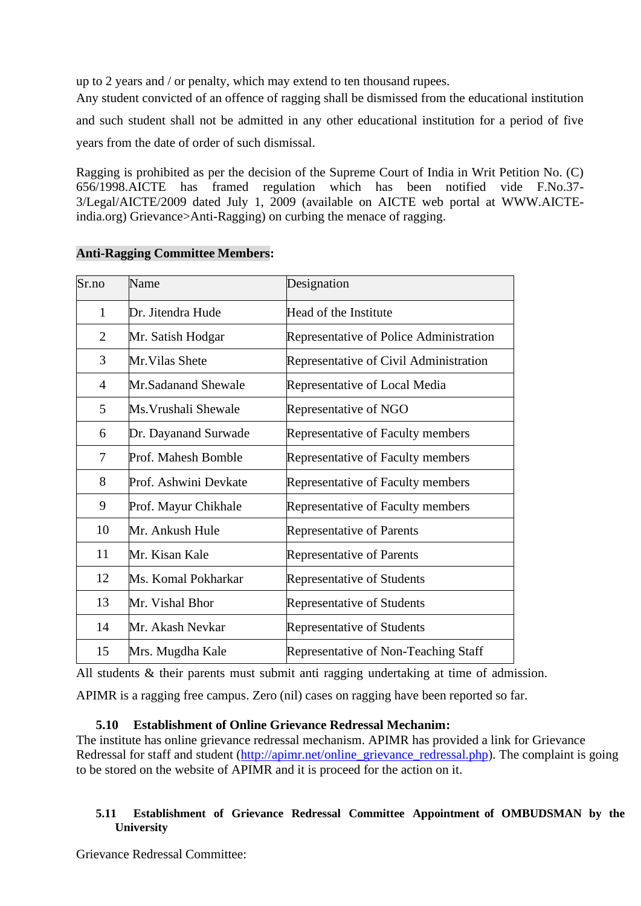up to 2 years and / or penalty, which may extend to ten thousand rupees.

Any student convicted of an offence of ragging shall be dismissed from the educational institution and such student shall not be admitted in any other educational institution for a period of five years from the date of order of such dismissal.

Ragging is prohibited as per the decision of the Supreme Court of India in Writ Petition No. (C) 656/1998.AICTE has framed regulation which has been notified vide F.No.37-3/Legal/AICTE/2009 dated July 1, 2009 (available on AICTE web portal at WWW.AICTE-india.org) Grievance>Anti-Ragging) on curbing the menace of ragging.

**Anti-Ragging Committee Members:**

| Sr.no | Name | Designation |
|---|---|---|
| 1 | Dr. Jitendra Hude | Head of the Institute |
| 2 | Mr. Satish Hodgar | Representative of Police Administration |
| 3 | Mr.Vilas Shete | Representative of Civil Administration |
| 4 | Mr.Sadanand Shewale | Representative of Local Media |
| 5 | Ms.Vrushali Shewale | Representative of NGO |
| 6 | Dr. Dayanand Surwade | Representative of Faculty members |
| 7 | Prof. Mahesh Bomble | Representative of Faculty members |
| 8 | Prof. Ashwini Devkate | Representative of Faculty members |
| 9 | Prof. Mayur Chikhale | Representative of Faculty members |
| 10 | Mr. Ankush Hule | Representative of Parents |
| 11 | Mr. Kisan Kale | Representative of Parents |
| 12 | Ms. Komal Pokharkar | Representative of Students |
| 13 | Mr. Vishal Bhor | Representative of Students |
| 14 | Mr. Akash Nevkar | Representative of Students |
| 15 | Mrs. Mugdha Kale | Representative of Non-Teaching Staff |

All students & their parents must submit anti ragging undertaking at time of admission.

APIMR is a ragging free campus. Zero (nil) cases on ragging have been reported so far.

### 5.10 Establishment of Online Grievance Redressal Mechanim:

The institute has online grievance redressal mechanism. APIMR has provided a link for Grievance Redressal for staff and student (http://apimr.net/online_grievance_redressal.php). The complaint is going to be stored on the website of APIMR and it is proceed for the action on it.

### 5.11 Establishment of Grievance Redressal Committee Appointment of OMBUDSMAN by the University

Grievance Redressal Committee: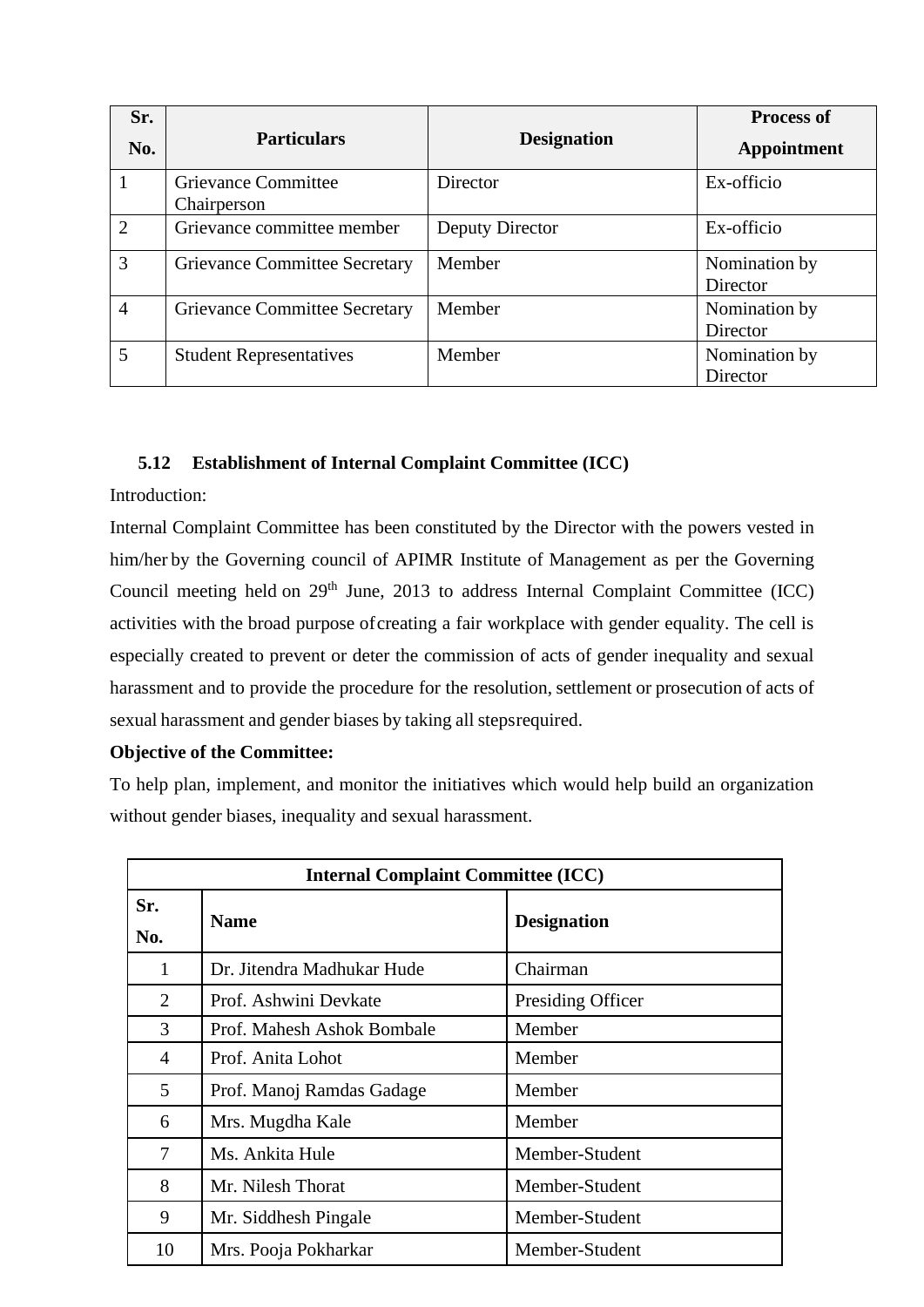| Sr. No. | Particulars | Designation | Process of Appointment |
|---|---|---|---|
| 1 | Grievance Committee Chairperson | Director | Ex-officio |
| 2 | Grievance committee member | Deputy Director | Ex-officio |
| 3 | Grievance Committee Secretary | Member | Nomination by Director |
| 4 | Grievance Committee Secretary | Member | Nomination by Director |
| 5 | Student Representatives | Member | Nomination by Director |

### 5.12 Establishment of Internal Complaint Committee (ICC)

Introduction:

Internal Complaint Committee has been constituted by the Director with the powers vested in him/her by the Governing council of APIMR Institute of Management as per the Governing Council meeting held on 29th June, 2013 to address Internal Complaint Committee (ICC) activities with the broad purpose of creating a fair workplace with gender equality. The cell is especially created to prevent or deter the commission of acts of gender inequality and sexual harassment and to provide the procedure for the resolution, settlement or prosecution of acts of sexual harassment and gender biases by taking all steps required.

**Objective of the Committee:**

To help plan, implement, and monitor the initiatives which would help build an organization without gender biases, inequality and sexual harassment.

| Internal Complaint Committee (ICC) | | |
|---|---|---|
| **Sr. No.** | **Name** | **Designation** |
| 1 | Dr. Jitendra Madhukar Hude | Chairman |
| 2 | Prof. Ashwini Devkate | Presiding Officer |
| 3 | Prof. Mahesh Ashok Bombale | Member |
| 4 | Prof. Anita Lohot | Member |
| 5 | Prof. Manoj Ramdas Gadage | Member |
| 6 | Mrs. Mugdha Kale | Member |
| 7 | Ms. Ankita Hule | Member-Student |
| 8 | Mr. Nilesh Thorat | Member-Student |
| 9 | Mr. Siddhesh Pingale | Member-Student |
| 10 | Mrs. Pooja Pokharkar | Member-Student |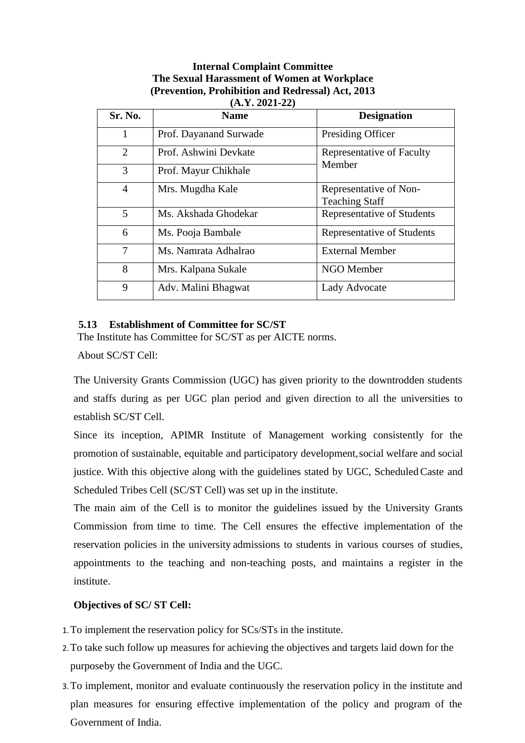**Internal Complaint Committee**
**The Sexual Harassment of Women at Workplace**
**(Prevention, Prohibition and Redressal) Act, 2013**
**(A.Y. 2021-22)**

| Sr. No. | Name | Designation |
|---|---|---|
| 1 | Prof. Dayanand Surwade | Presiding Officer |
| 2 | Prof. Ashwini Devkate | Representative of Faculty Member |
| 3 | Prof. Mayur Chikhale | |
| 4 | Mrs. Mugdha Kale | Representative of Non-Teaching Staff |
| 5 | Ms. Akshada Ghodekar | Representative of Students |
| 6 | Ms. Pooja Bambale | Representative of Students |
| 7 | Ms. Namrata Adhalrao | External Member |
| 8 | Mrs. Kalpana Sukale | NGO Member |
| 9 | Adv. Malini Bhagwat | Lady Advocate |

### 5.13 Establishment of Committee for SC/ST

The Institute has Committee for SC/ST as per AICTE norms.

About SC/ST Cell:

The University Grants Commission (UGC) has given priority to the downtrodden students and staffs during as per UGC plan period and given direction to all the universities to establish SC/ST Cell.

Since its inception, APIMR Institute of Management working consistently for the promotion of sustainable, equitable and participatory development, social welfare and social justice. With this objective along with the guidelines stated by UGC, Scheduled Caste and Scheduled Tribes Cell (SC/ST Cell) was set up in the institute.

The main aim of the Cell is to monitor the guidelines issued by the University Grants Commission from time to time. The Cell ensures the effective implementation of the reservation policies in the university admissions to students in various courses of studies, appointments to the teaching and non-teaching posts, and maintains a register in the institute.

**Objectives of SC/ ST Cell:**

1. To implement the reservation policy for SCs/STs in the institute.
2. To take such follow up measures for achieving the objectives and targets laid down for the purposeby the Government of India and the UGC.
3. To implement, monitor and evaluate continuously the reservation policy in the institute and plan measures for ensuring effective implementation of the policy and program of the Government of India.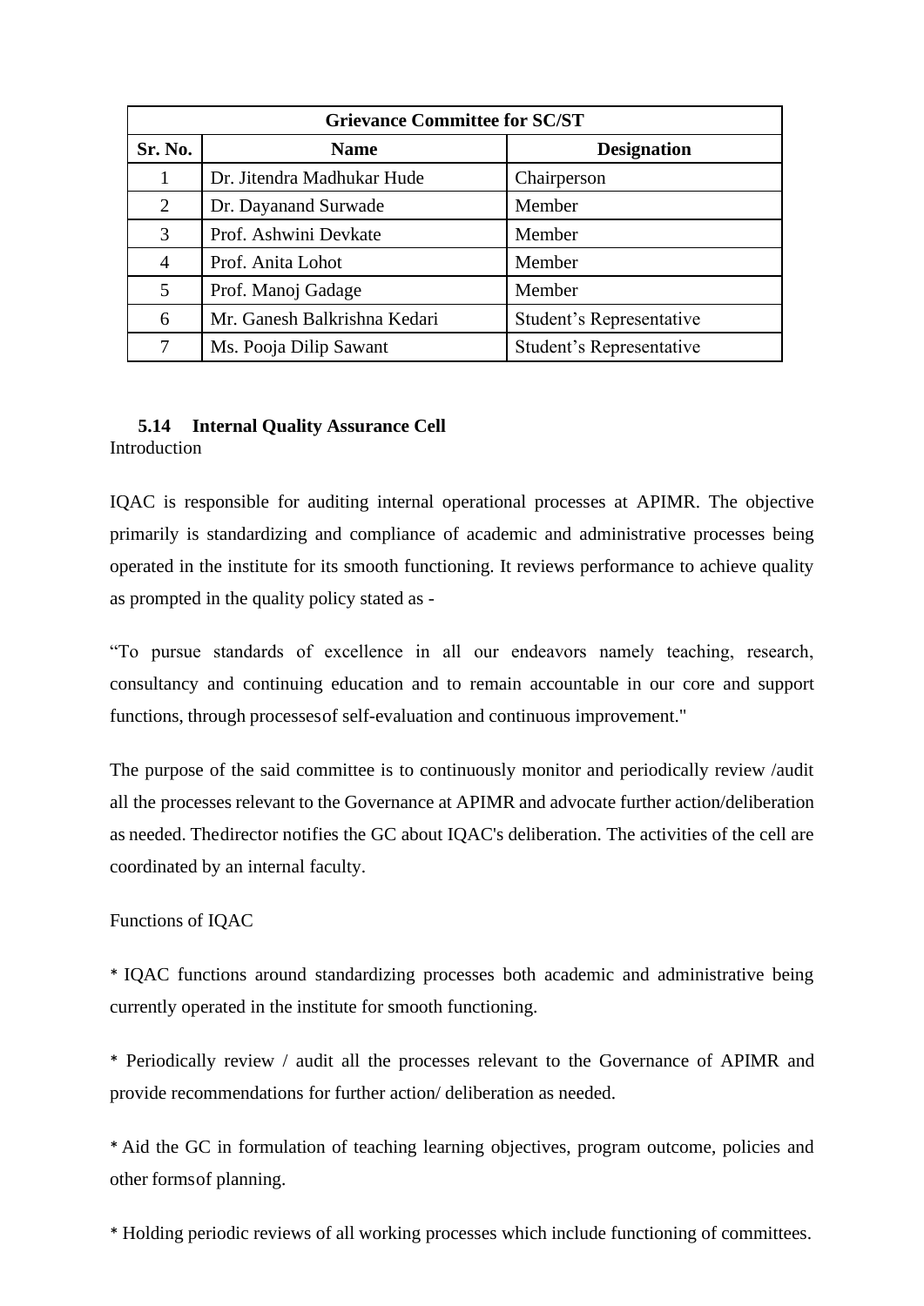| Grievance Committee for SC/ST | | |
|---|---|---|
| **Sr. No.** | **Name** | **Designation** |
| 1 | Dr. Jitendra Madhukar Hude | Chairperson |
| 2 | Dr. Dayanand Surwade | Member |
| 3 | Prof. Ashwini Devkate | Member |
| 4 | Prof. Anita Lohot | Member |
| 5 | Prof. Manoj Gadage | Member |
| 6 | Mr. Ganesh Balkrishna Kedari | Student's Representative |
| 7 | Ms. Pooja Dilip Sawant | Student's Representative |

### 5.14 Internal Quality Assurance Cell

Introduction

IQAC is responsible for auditing internal operational processes at APIMR. The objective primarily is standardizing and compliance of academic and administrative processes being operated in the institute for its smooth functioning. It reviews performance to achieve quality as prompted in the quality policy stated as -

"To pursue standards of excellence in all our endeavors namely teaching, research, consultancy and continuing education and to remain accountable in our core and support functions, through processesof self-evaluation and continuous improvement."

The purpose of the said committee is to continuously monitor and periodically review /audit all the processes relevant to the Governance at APIMR and advocate further action/deliberation as needed. Thedirector notifies the GC about IQAC's deliberation. The activities of the cell are coordinated by an internal faculty.

Functions of IQAC

* IQAC functions around standardizing processes both academic and administrative being currently operated in the institute for smooth functioning.

* Periodically review / audit all the processes relevant to the Governance of APIMR and provide recommendations for further action/ deliberation as needed.

* Aid the GC in formulation of teaching learning objectives, program outcome, policies and other formsof planning.

* Holding periodic reviews of all working processes which include functioning of committees.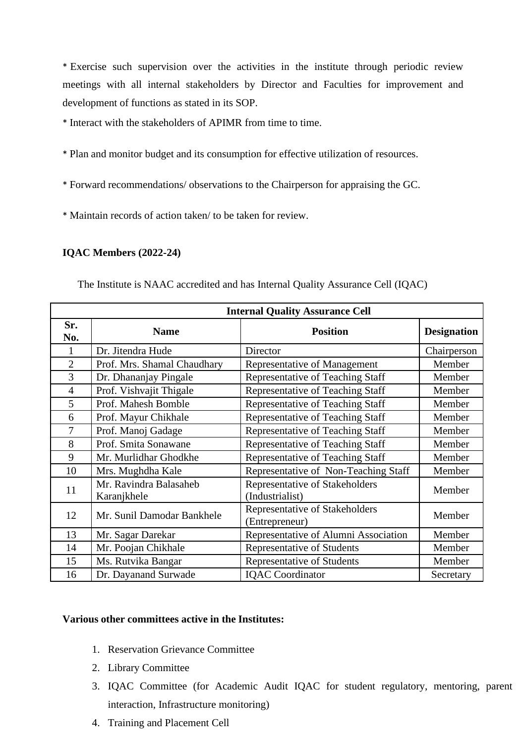* Exercise such supervision over the activities in the institute through periodic review meetings with all internal stakeholders by Director and Faculties for improvement and development of functions as stated in its SOP.

* Interact with the stakeholders of APIMR from time to time.

* Plan and monitor budget and its consumption for effective utilization of resources.

* Forward recommendations/ observations to the Chairperson for appraising the GC.

* Maintain records of action taken/ to be taken for review.

**IQAC Members (2022-24)**

The Institute is NAAC accredited and has Internal Quality Assurance Cell (IQAC)

| **Internal Quality Assurance Cell** | | | |
|---|---|---|---|
| **Sr. No.** | **Name** | **Position** | **Designation** |
| 1 | Dr. Jitendra Hude | Director | Chairperson |
| 2 | Prof. Mrs. Shamal Chaudhary | Representative of Management | Member |
| 3 | Dr. Dhananjay Pingale | Representative of Teaching Staff | Member |
| 4 | Prof. Vishvajit Thigale | Representative of Teaching Staff | Member |
| 5 | Prof. Mahesh Bomble | Representative of Teaching Staff | Member |
| 6 | Prof. Mayur Chikhale | Representative of Teaching Staff | Member |
| 7 | Prof. Manoj Gadage | Representative of Teaching Staff | Member |
| 8 | Prof. Smita Sonawane | Representative of Teaching Staff | Member |
| 9 | Mr. Murlidhar Ghodkhe | Representative of Teaching Staff | Member |
| 10 | Mrs. Mughdha Kale | Representative of Non-Teaching Staff | Member |
| 11 | Mr. Ravindra Balasaheb Karanjkhele | Representative of Stakeholders (Industrialist) | Member |
| 12 | Mr. Sunil Damodar Bankhele | Representative of Stakeholders (Entrepreneur) | Member |
| 13 | Mr. Sagar Darekar | Representative of Alumni Association | Member |
| 14 | Mr. Poojan Chikhale | Representative of Students | Member |
| 15 | Ms. Rutvika Bangar | Representative of Students | Member |
| 16 | Dr. Dayanand Surwade | IQAC Coordinator | Secretary |

**Various other committees active in the Institutes:**

1. Reservation Grievance Committee
2. Library Committee
3. IQAC Committee (for Academic Audit IQAC for student regulatory, mentoring, parent interaction, Infrastructure monitoring)
4. Training and Placement Cell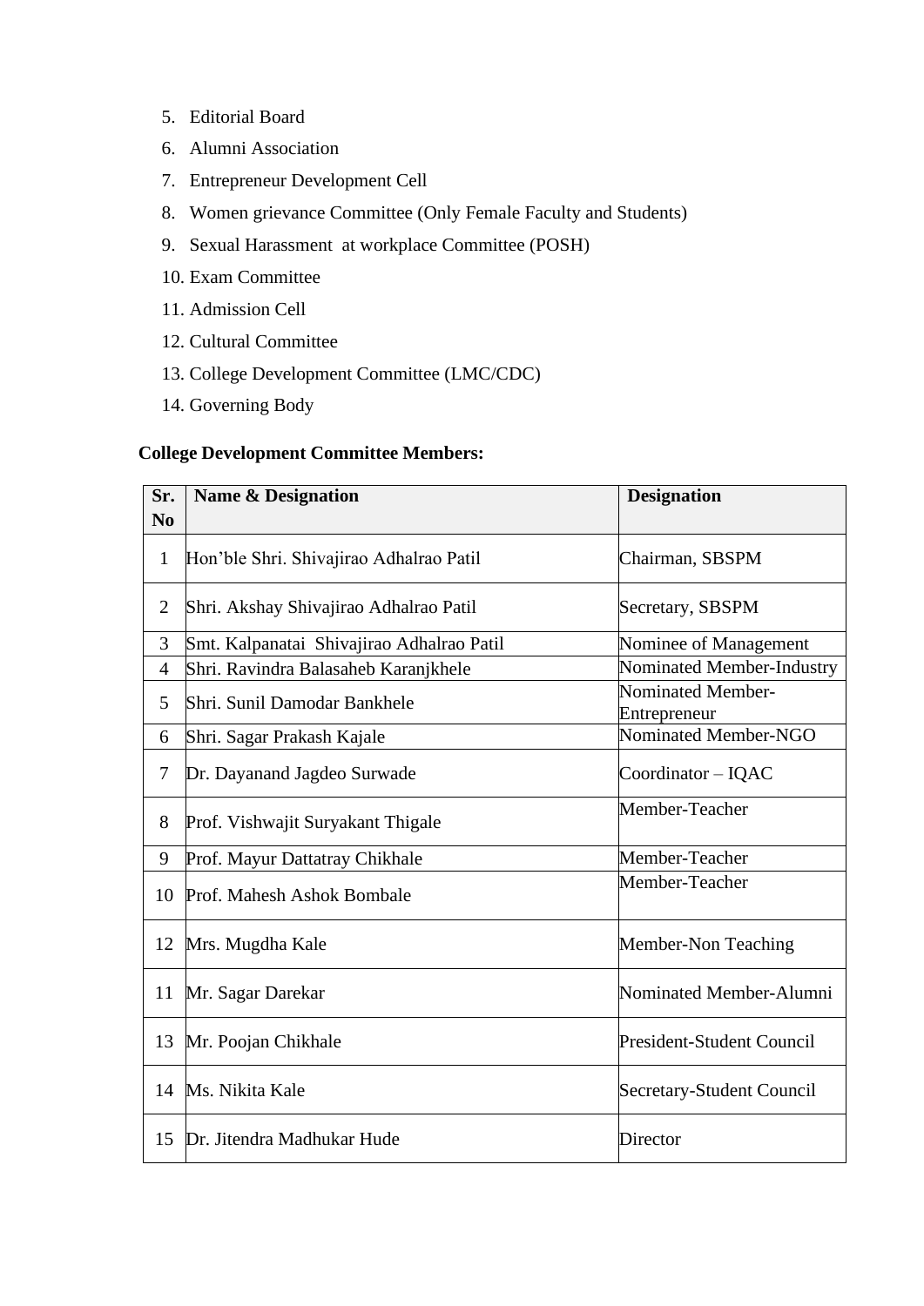5. Editorial Board
6. Alumni Association
7. Entrepreneur Development Cell
8. Women grievance Committee (Only Female Faculty and Students)
9. Sexual Harassment at workplace Committee (POSH)
10. Exam Committee
11. Admission Cell
12. Cultural Committee
13. College Development Committee (LMC/CDC)
14. Governing Body

**College Development Committee Members:**

| Sr. No | Name & Designation | Designation |
|---|---|---|
| 1 | Hon'ble Shri. Shivajirao Adhalrao Patil | Chairman, SBSPM |
| 2 | Shri. Akshay Shivajirao Adhalrao Patil | Secretary, SBSPM |
| 3 | Smt. Kalpanatai Shivajirao Adhalrao Patil | Nominee of Management |
| 4 | Shri. Ravindra Balasaheb Karanjkhele | Nominated Member-Industry |
| 5 | Shri. Sunil Damodar Bankhele | Nominated Member-Entrepreneur |
| 6 | Shri. Sagar Prakash Kajale | Nominated Member-NGO |
| 7 | Dr. Dayanand Jagdeo Surwade | Coordinator – IQAC |
| 8 | Prof. Vishwajit Suryakant Thigale | Member-Teacher |
| 9 | Prof. Mayur Dattatray Chikhale | Member-Teacher |
| 10 | Prof. Mahesh Ashok Bombale | Member-Teacher |
| 12 | Mrs. Mugdha Kale | Member-Non Teaching |
| 11 | Mr. Sagar Darekar | Nominated Member-Alumni |
| 13 | Mr. Poojan Chikhale | President-Student Council |
| 14 | Ms. Nikita Kale | Secretary-Student Council |
| 15 | Dr. Jitendra Madhukar Hude | Director |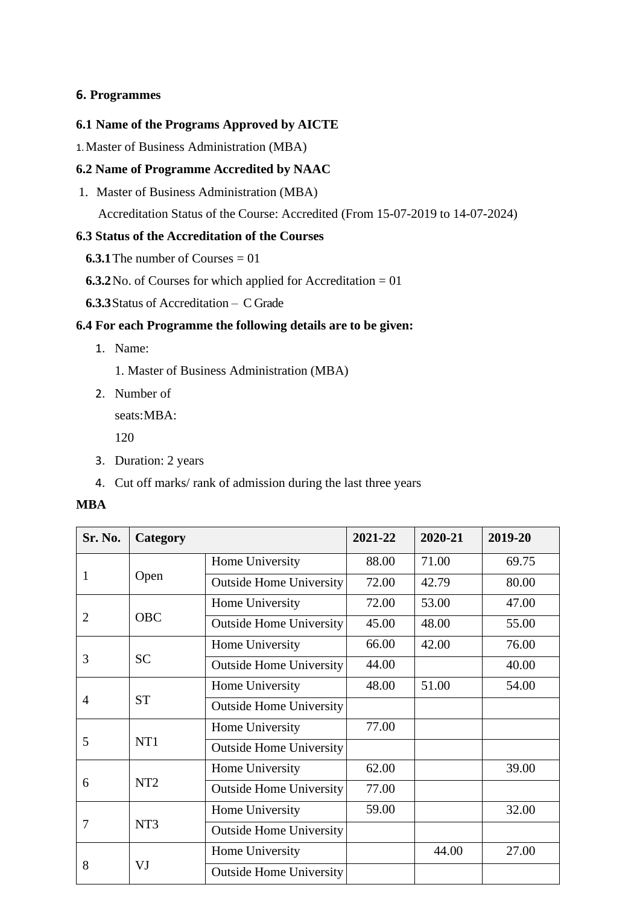## 6. Programmes

### 6.1 Name of the Programs Approved by AICTE

1. Master of Business Administration (MBA)

### 6.2 Name of Programme Accredited by NAAC

1. Master of Business Administration (MBA)

   Accreditation Status of the Course: Accredited (From 15-07-2019 to 14-07-2024)

### 6.3 Status of the Accreditation of the Courses

**6.3.1** The number of Courses = 01

**6.3.2** No. of Courses for which applied for Accreditation = 01

**6.3.3** Status of Accreditation – C Grade

### 6.4 For each Programme the following details are to be given:

1. Name:

   1. Master of Business Administration (MBA)

2. Number of seats:MBA: 120

3. Duration: 2 years

4. Cut off marks/ rank of admission during the last three years

**MBA**

| Sr. No. | Category | | 2021-22 | 2020-21 | 2019-20 |
|---|---|---|---|---|---|
| 1 | Open | Home University | 88.00 | 71.00 | 69.75 |
| | | Outside Home University | 72.00 | 42.79 | 80.00 |
| 2 | OBC | Home University | 72.00 | 53.00 | 47.00 |
| | | Outside Home University | 45.00 | 48.00 | 55.00 |
| 3 | SC | Home University | 66.00 | 42.00 | 76.00 |
| | | Outside Home University | 44.00 | | 40.00 |
| 4 | ST | Home University | 48.00 | 51.00 | 54.00 |
| | | Outside Home University | | | |
| 5 | NT1 | Home University | 77.00 | | |
| | | Outside Home University | | | |
| 6 | NT2 | Home University | 62.00 | | 39.00 |
| | | Outside Home University | 77.00 | | |
| 7 | NT3 | Home University | 59.00 | | 32.00 |
| | | Outside Home University | | | |
| 8 | VJ | Home University | | 44.00 | 27.00 |
| | | Outside Home University | | | |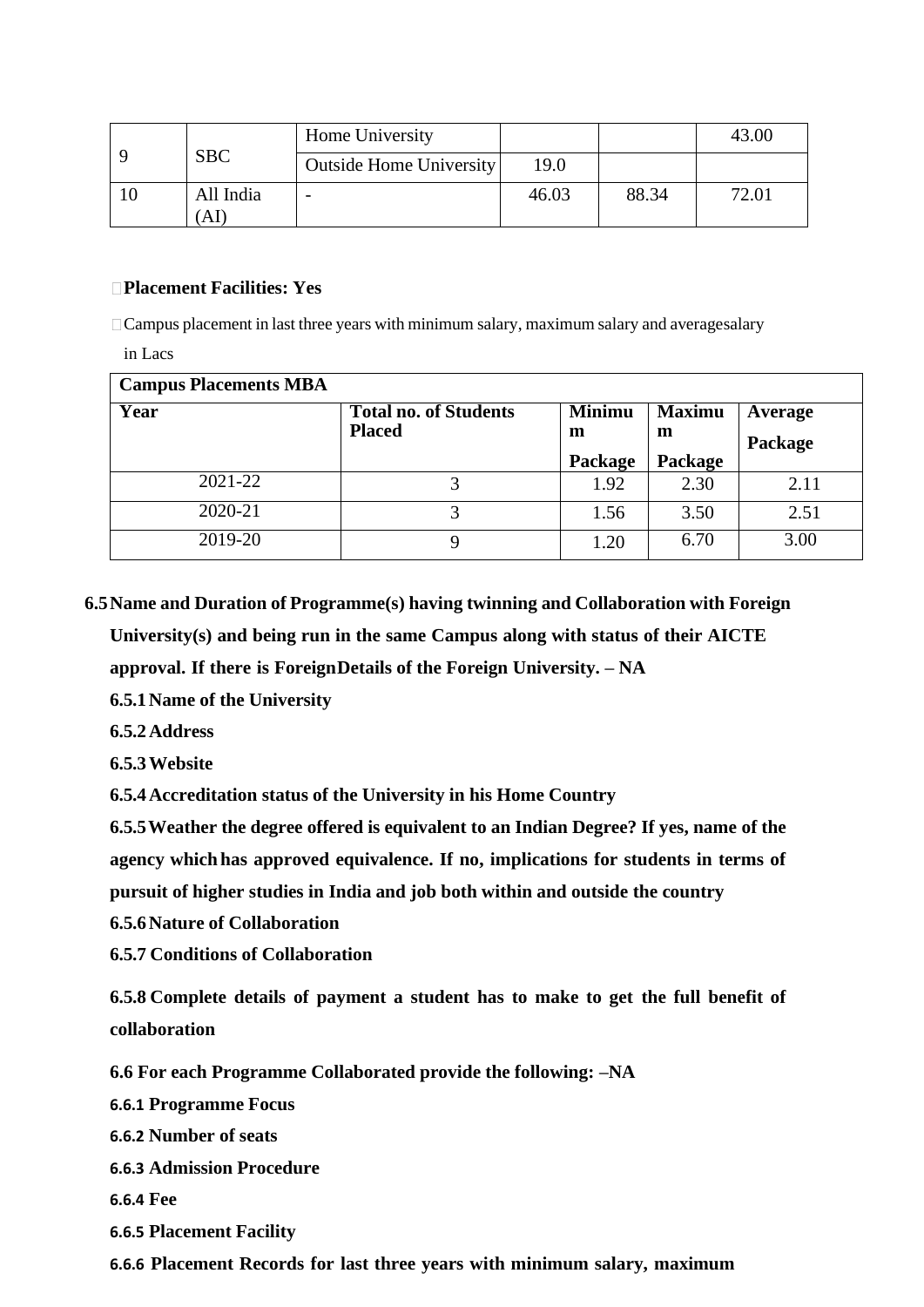| 9 | SBC | Home University | | | 43.00 |
|---|---|---|---|---|---|
| | | Outside Home University | 19.0 | | |
| 10 | All India (AI) | - | 46.03 | 88.34 | 72.01 |

**Placement Facilities: Yes**

Campus placement in last three years with minimum salary, maximum salary and averagesalary in Lacs

| Campus Placements MBA | | | | |
|---|---|---|---|---|
| **Year** | **Total no. of Students Placed** | **Minimum Package** | **Maximum Package** | **Average Package** |
| 2021-22 | 3 | 1.92 | 2.30 | 2.11 |
| 2020-21 | 3 | 1.56 | 3.50 | 2.51 |
| 2019-20 | 9 | 1.20 | 6.70 | 3.00 |

**6.5 Name and Duration of Programme(s) having twinning and Collaboration with Foreign University(s) and being run in the same Campus along with status of their AICTE approval. If there is ForeignDetails of the Foreign University. – NA**

**6.5.1 Name of the University**

**6.5.2 Address**

**6.5.3 Website**

**6.5.4 Accreditation status of the University in his Home Country**

**6.5.5 Weather the degree offered is equivalent to an Indian Degree? If yes, name of the agency which has approved equivalence. If no, implications for students in terms of pursuit of higher studies in India and job both within and outside the country**

**6.5.6 Nature of Collaboration**

**6.5.7 Conditions of Collaboration**

**6.5.8 Complete details of payment a student has to make to get the full benefit of collaboration**

**6.6 For each Programme Collaborated provide the following: –NA**

**6.6.1 Programme Focus**

**6.6.2 Number of seats**

**6.6.3 Admission Procedure**

**6.6.4 Fee**

**6.6.5 Placement Facility**

**6.6.6 Placement Records for last three years with minimum salary, maximum**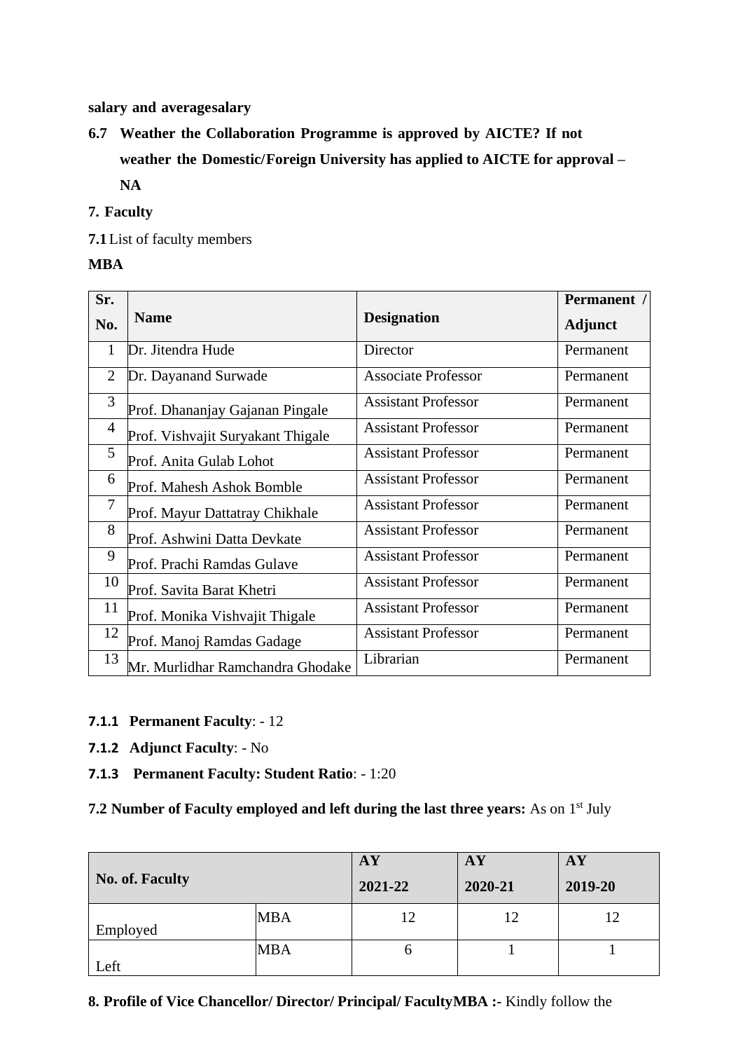**salary and averagesalary**

**6.7 Weather the Collaboration Programme is approved by AICTE? If not weather the Domestic/Foreign University has applied to AICTE for approval – NA**

**7. Faculty**

**7.1** List of faculty members

**MBA**

| Sr. No. | Name | Designation | Permanent / Adjunct |
|---|---|---|---|
| 1 | Dr. Jitendra Hude | Director | Permanent |
| 2 | Dr. Dayanand Surwade | Associate Professor | Permanent |
| 3 | Prof. Dhananjay Gajanan Pingale | Assistant Professor | Permanent |
| 4 | Prof. Vishvajit Suryakant Thigale | Assistant Professor | Permanent |
| 5 | Prof. Anita Gulab Lohot | Assistant Professor | Permanent |
| 6 | Prof. Mahesh Ashok Bomble | Assistant Professor | Permanent |
| 7 | Prof. Mayur Dattatray Chikhale | Assistant Professor | Permanent |
| 8 | Prof. Ashwini Datta Devkate | Assistant Professor | Permanent |
| 9 | Prof. Prachi Ramdas Gulave | Assistant Professor | Permanent |
| 10 | Prof. Savita Barat Khetri | Assistant Professor | Permanent |
| 11 | Prof. Monika Vishvajit Thigale | Assistant Professor | Permanent |
| 12 | Prof. Manoj Ramdas Gadage | Assistant Professor | Permanent |
| 13 | Mr. Murlidhar Ramchandra Ghodake | Librarian | Permanent |

**7.1.1 Permanent Faculty**: - 12

**7.1.2 Adjunct Faculty**: - No

**7.1.3 Permanent Faculty: Student Ratio**: - 1:20

**7.2 Number of Faculty employed and left during the last three years:** As on 1st July

| No. of. Faculty | | AY 2021-22 | AY 2020-21 | AY 2019-20 |
|---|---|---|---|---|
| Employed | MBA | 12 | 12 | 12 |
| Left | MBA | 6 | 1 | 1 |

**8. Profile of Vice Chancellor/ Director/ Principal/ FacultyMBA :-** Kindly follow the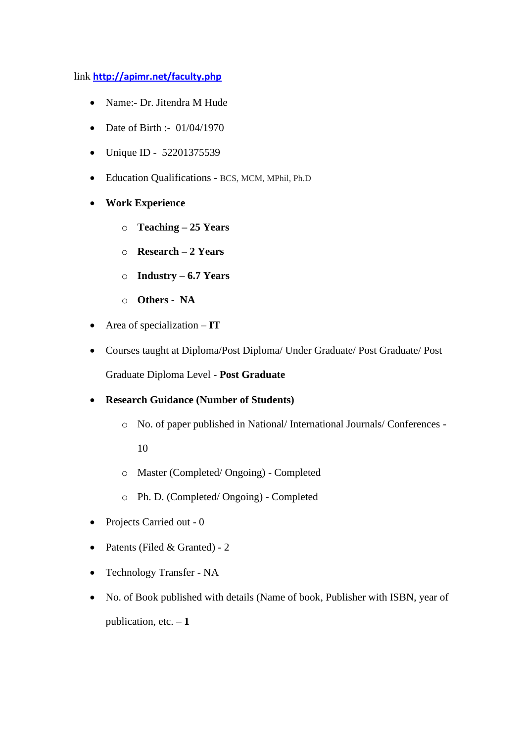link **http://apimr.net/faculty.php**

- Name:- Dr. Jitendra M Hude
- Date of Birth :- 01/04/1970
- Unique ID - 52201375539
- Education Qualifications - BCS, MCM, MPhil, Ph.D
- **Work Experience**
    - **Teaching – 25 Years**
    - **Research – 2 Years**
    - **Industry – 6.7 Years**
    - **Others - NA**
- Area of specialization – **IT**
- Courses taught at Diploma/Post Diploma/ Under Graduate/ Post Graduate/ Post Graduate Diploma Level - **Post Graduate**
- **Research Guidance (Number of Students)**
    - No. of paper published in National/ International Journals/ Conferences - 10
    - Master (Completed/ Ongoing) - Completed
    - Ph. D. (Completed/ Ongoing) - Completed
- Projects Carried out - 0
- Patents (Filed & Granted) - 2
- Technology Transfer - NA
- No. of Book published with details (Name of book, Publisher with ISBN, year of publication, etc. – **1**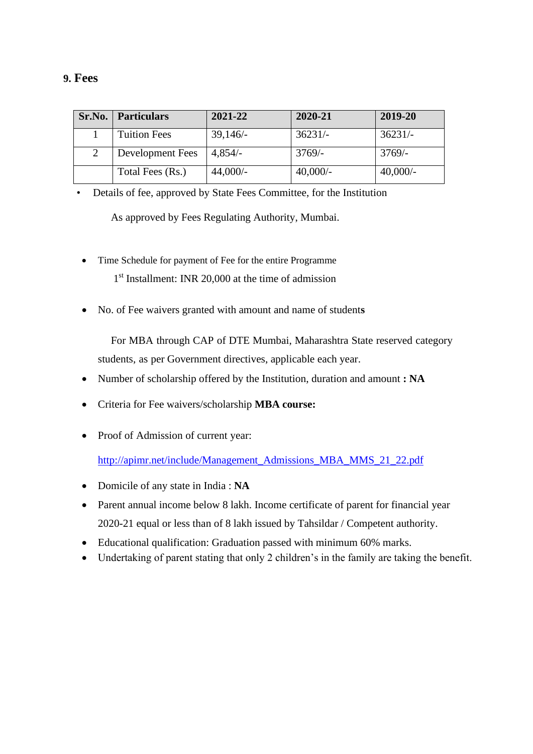## 9. Fees

| Sr.No. | Particulars | 2021-22 | 2020-21 | 2019-20 |
|---|---|---|---|---|
| 1 | Tuition Fees | 39,146/- | 36231/- | 36231/- |
| 2 | Development Fees | 4,854/- | 3769/- | 3769/- |
| | Total Fees (Rs.) | 44,000/- | 40,000/- | 40,000/- |

- Details of fee, approved by State Fees Committee, for the Institution

  As approved by Fees Regulating Authority, Mumbai.

- Time Schedule for payment of Fee for the entire Programme

  1st Installment: INR 20,000 at the time of admission

- No. of Fee waivers granted with amount and name of students

  For MBA through CAP of DTE Mumbai, Maharashtra State reserved category students, as per Government directives, applicable each year.

- Number of scholarship offered by the Institution, duration and amount **: NA**
- Criteria for Fee waivers/scholarship **MBA course:**
- Proof of Admission of current year:

  http://apimr.net/include/Management_Admissions_MBA_MMS_21_22.pdf

- Domicile of any state in India : **NA**
- Parent annual income below 8 lakh. Income certificate of parent for financial year 2020-21 equal or less than of 8 lakh issued by Tahsildar / Competent authority.
- Educational qualification: Graduation passed with minimum 60% marks.
- Undertaking of parent stating that only 2 children's in the family are taking the benefit.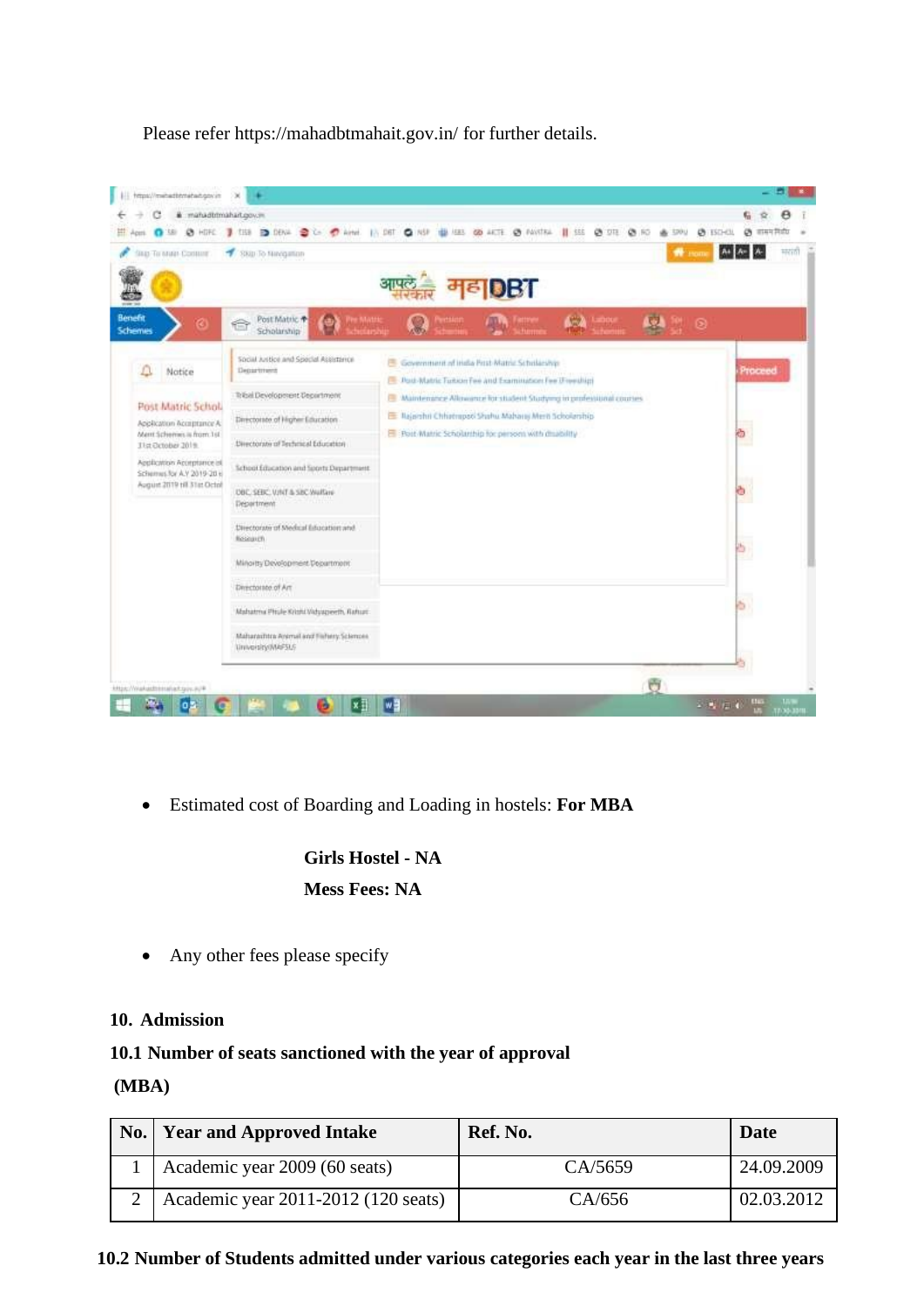Please refer https://mahadbtmahait.gov.in/ for further details.

- Estimated cost of Boarding and Loading in hostels: **For MBA**

  **Girls Hostel - NA**

  **Mess Fees: NA**

- Any other fees please specify

**10. Admission**

**10.1 Number of seats sanctioned with the year of approval**

**(MBA)**

| No. | Year and Approved Intake | Ref. No. | Date |
|---|---|---|---|
| 1 | Academic year 2009 (60 seats) | CA/5659 | 24.09.2009 |
| 2 | Academic year 2011-2012 (120 seats) | CA/656 | 02.03.2012 |

**10.2 Number of Students admitted under various categories each year in the last three years**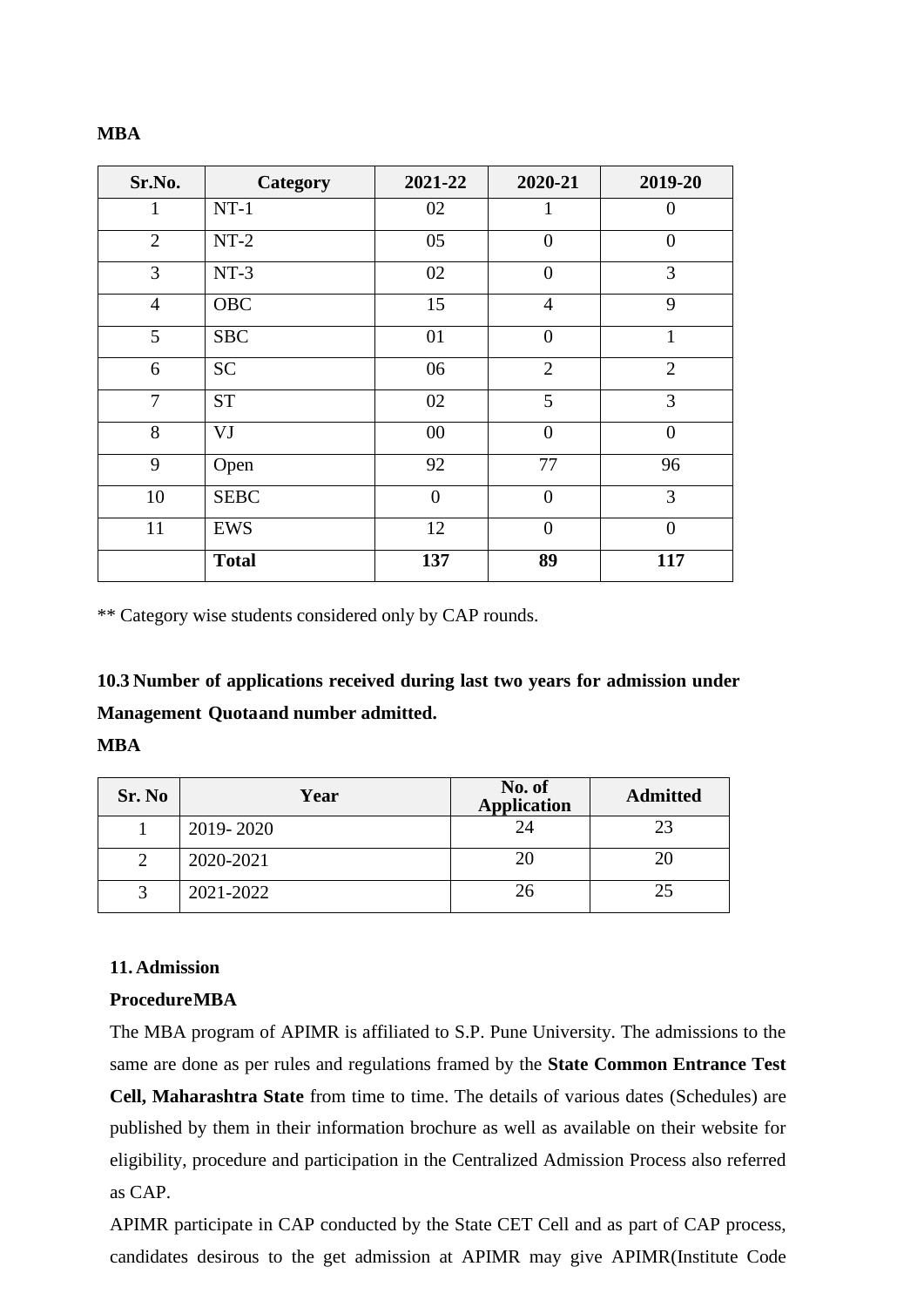**MBA**

| Sr.No. | Category | 2021-22 | 2020-21 | 2019-20 |
|---|---|---|---|---|
| 1 | NT-1 | 02 | 1 | 0 |
| 2 | NT-2 | 05 | 0 | 0 |
| 3 | NT-3 | 02 | 0 | 3 |
| 4 | OBC | 15 | 4 | 9 |
| 5 | SBC | 01 | 0 | 1 |
| 6 | SC | 06 | 2 | 2 |
| 7 | ST | 02 | 5 | 3 |
| 8 | VJ | 00 | 0 | 0 |
| 9 | Open | 92 | 77 | 96 |
| 10 | SEBC | 0 | 0 | 3 |
| 11 | EWS | 12 | 0 | 0 |
| | **Total** | **137** | **89** | **117** |

** Category wise students considered only by CAP rounds.

**10.3 Number of applications received during last two years for admission under Management Quotaand number admitted.**

**MBA**

| Sr. No | Year | No. of Application | Admitted |
|---|---|---|---|
| 1 | 2019- 2020 | 24 | 23 |
| 2 | 2020-2021 | 20 | 20 |
| 3 | 2021-2022 | 26 | 25 |

**11. Admission ProcedureMBA**

The MBA program of APIMR is affiliated to S.P. Pune University. The admissions to the same are done as per rules and regulations framed by the **State Common Entrance Test Cell, Maharashtra State** from time to time. The details of various dates (Schedules) are published by them in their information brochure as well as available on their website for eligibility, procedure and participation in the Centralized Admission Process also referred as CAP.

APIMR participate in CAP conducted by the State CET Cell and as part of CAP process, candidates desirous to the get admission at APIMR may give APIMR(Institute Code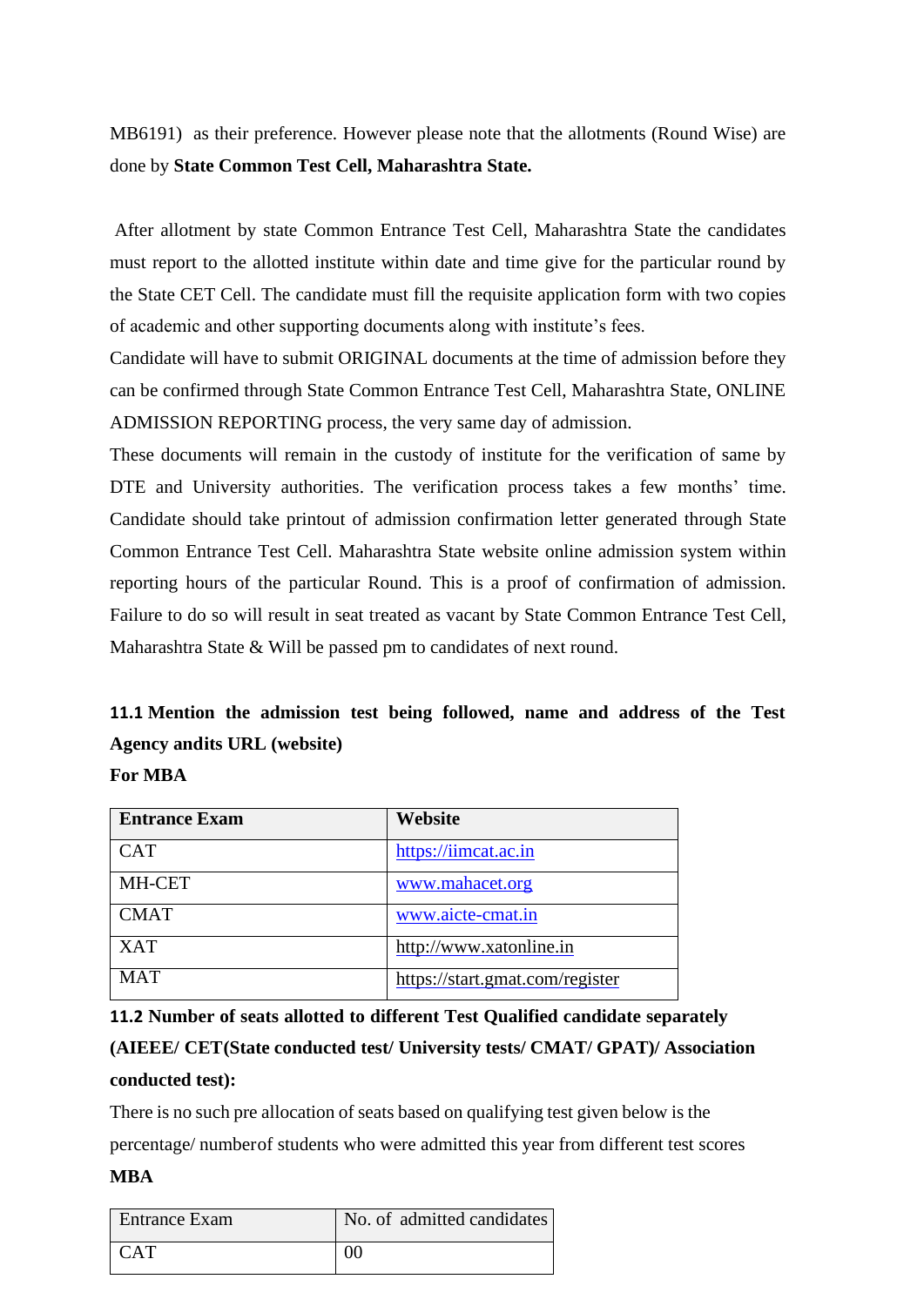MB6191) as their preference. However please note that the allotments (Round Wise) are done by **State Common Test Cell, Maharashtra State.**

After allotment by state Common Entrance Test Cell, Maharashtra State the candidates must report to the allotted institute within date and time give for the particular round by the State CET Cell. The candidate must fill the requisite application form with two copies of academic and other supporting documents along with institute's fees.

Candidate will have to submit ORIGINAL documents at the time of admission before they can be confirmed through State Common Entrance Test Cell, Maharashtra State, ONLINE ADMISSION REPORTING process, the very same day of admission.

These documents will remain in the custody of institute for the verification of same by DTE and University authorities. The verification process takes a few months' time. Candidate should take printout of admission confirmation letter generated through State Common Entrance Test Cell. Maharashtra State website online admission system within reporting hours of the particular Round. This is a proof of confirmation of admission. Failure to do so will result in seat treated as vacant by State Common Entrance Test Cell, Maharashtra State & Will be passed pm to candidates of next round.

**11.1 Mention the admission test being followed, name and address of the Test Agency andits URL (website)**

**For MBA**

| Entrance Exam | Website |
|---|---|
| CAT | https://iimcat.ac.in |
| MH-CET | www.mahacet.org |
| CMAT | www.aicte-cmat.in |
| XAT | http://www.xatonline.in |
| MAT | https://start.gmat.com/register |

**11.2 Number of seats allotted to different Test Qualified candidate separately (AIEEE/ CET(State conducted test/ University tests/ CMAT/ GPAT)/ Association conducted test):**

There is no such pre allocation of seats based on qualifying test given below is the percentage/ numberof students who were admitted this year from different test scores

**MBA**

| Entrance Exam | No. of admitted candidates |
|---|---|
| CAT | 00 |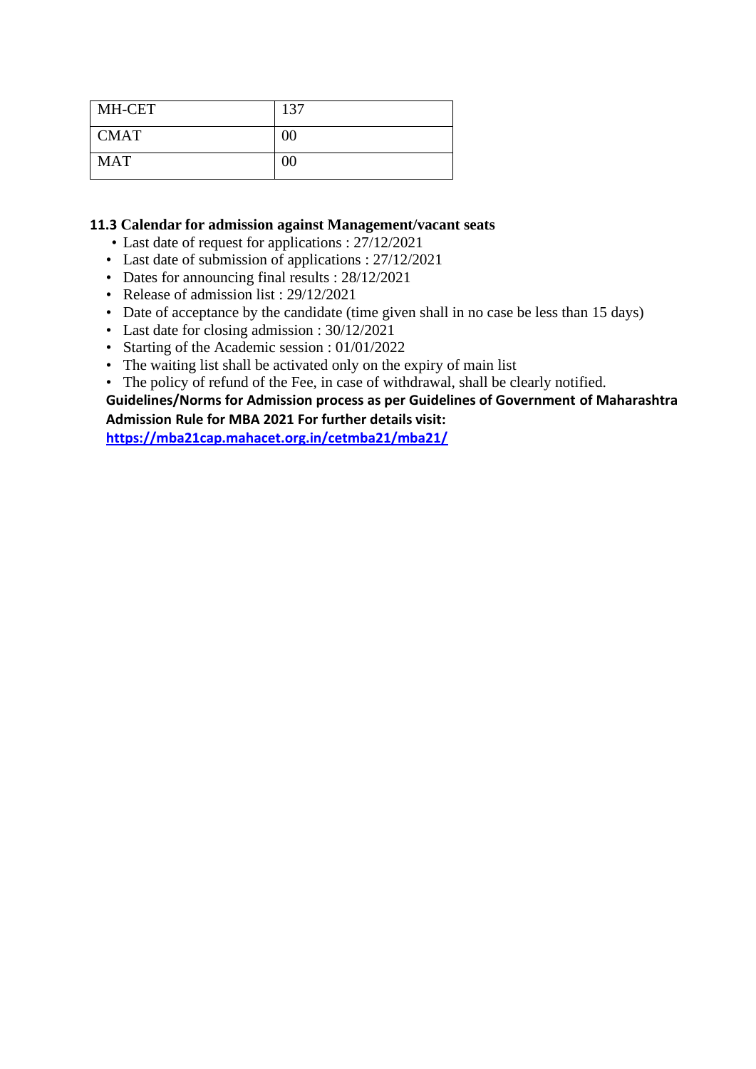| MH-CET | 137 |
|---|---|
| CMAT | 00 |
| MAT | 00 |

### 11.3 Calendar for admission against Management/vacant seats

- Last date of request for applications : 27/12/2021
- Last date of submission of applications : 27/12/2021
- Dates for announcing final results : 28/12/2021
- Release of admission list : 29/12/2021
- Date of acceptance by the candidate (time given shall in no case be less than 15 days)
- Last date for closing admission : 30/12/2021
- Starting of the Academic session : 01/01/2022
- The waiting list shall be activated only on the expiry of main list
- The policy of refund of the Fee, in case of withdrawal, shall be clearly notified.

**Guidelines/Norms for Admission process as per Guidelines of Government of Maharashtra Admission Rule for MBA 2021 For further details visit:**
**https://mba21cap.mahacet.org.in/cetmba21/mba21/**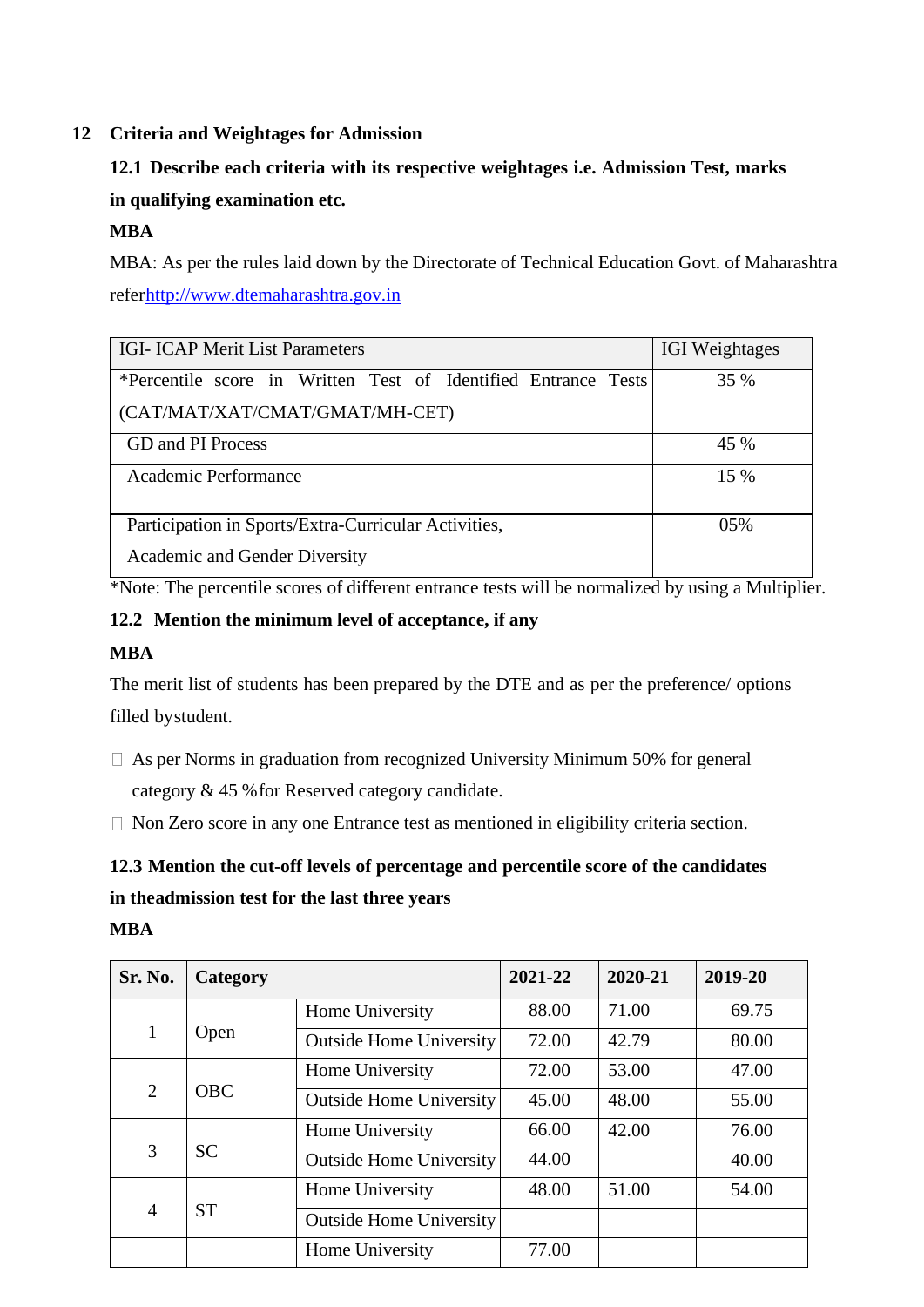## 12 Criteria and Weightages for Admission

### 12.1 Describe each criteria with its respective weightages i.e. Admission Test, marks in qualifying examination etc.

**MBA**

MBA: As per the rules laid down by the Directorate of Technical Education Govt. of Maharashtra referhttp://www.dtemaharashtra.gov.in

| IGI- ICAP Merit List Parameters | IGI Weightages |
|---|---|
| *Percentile score in Written Test of Identified Entrance Tests (CAT/MAT/XAT/CMAT/GMAT/MH-CET) | 35 % |
| GD and PI Process | 45 % |
| Academic Performance | 15 % |
| Participation in Sports/Extra-Curricular Activities, Academic and Gender Diversity | 05% |

*Note: The percentile scores of different entrance tests will be normalized by using a Multiplier.

### 12.2 Mention the minimum level of acceptance, if any

**MBA**

The merit list of students has been prepared by the DTE and as per the preference/ options filled bystudent.

- As per Norms in graduation from recognized University Minimum 50% for general category & 45 %for Reserved category candidate.
- Non Zero score in any one Entrance test as mentioned in eligibility criteria section.

### 12.3 Mention the cut-off levels of percentage and percentile score of the candidates in theadmission test for the last three years

**MBA**

| Sr. No. | Category | | 2021-22 | 2020-21 | 2019-20 |
|---|---|---|---|---|---|
| 1 | Open | Home University | 88.00 | 71.00 | 69.75 |
| | | Outside Home University | 72.00 | 42.79 | 80.00 |
| 2 | OBC | Home University | 72.00 | 53.00 | 47.00 |
| | | Outside Home University | 45.00 | 48.00 | 55.00 |
| 3 | SC | Home University | 66.00 | 42.00 | 76.00 |
| | | Outside Home University | 44.00 | | 40.00 |
| 4 | ST | Home University | 48.00 | 51.00 | 54.00 |
| | | Outside Home University | | | |
| | | Home University | 77.00 | | |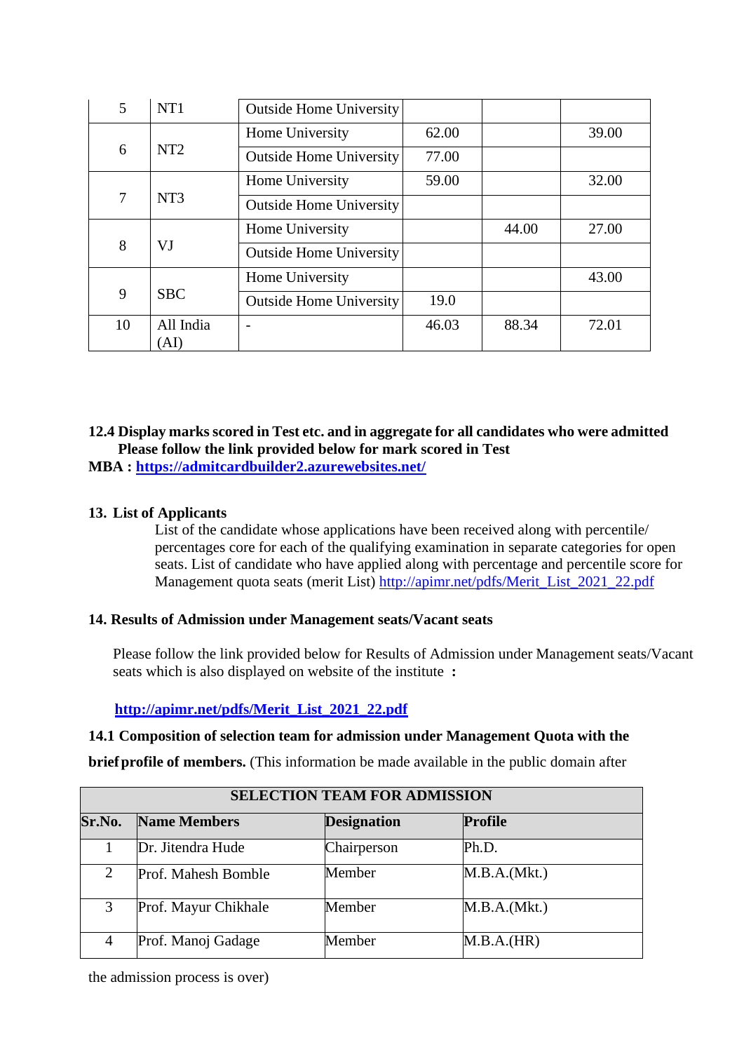| 5 | NT1 | Outside Home University | | | |
|---|---|---|---|---|---|
| 6 | NT2 | Home University | 62.00 | | 39.00 |
| | | Outside Home University | 77.00 | | |
| 7 | NT3 | Home University | 59.00 | | 32.00 |
| | | Outside Home University | | | |
| 8 | VJ | Home University | | 44.00 | 27.00 |
| | | Outside Home University | | | |
| 9 | SBC | Home University | | | 43.00 |
| | | Outside Home University | 19.0 | | |
| 10 | All India (AI) | - | 46.03 | 88.34 | 72.01 |

**12.4 Display marks scored in Test etc. and in aggregate for all candidates who were admitted**
**Please follow the link provided below for mark scored in Test**
**MBA : [https://admitcardbuilder2.azurewebsites.net/](https://admitcardbuilder2.azurewebsites.net/)**

**13. List of Applicants**

List of the candidate whose applications have been received along with percentile/ percentages core for each of the qualifying examination in separate categories for open seats. List of candidate who have applied along with percentage and percentile score for Management quota seats (merit List) [http://apimr.net/pdfs/Merit_List_2021_22.pdf](http://apimr.net/pdfs/Merit_List_2021_22.pdf)

**14. Results of Admission under Management seats/Vacant seats**

Please follow the link provided below for Results of Admission under Management seats/Vacant seats which is also displayed on website of the institute **:**

**[http://apimr.net/pdfs/Merit_List_2021_22.pdf](http://apimr.net/pdfs/Merit_List_2021_22.pdf)**

**14.1 Composition of selection team for admission under Management Quota with the brief profile of members.** (This information be made available in the public domain after the admission process is over)

| SELECTION TEAM FOR ADMISSION | | | |
|---|---|---|---|
| **Sr.No.** | **Name Members** | **Designation** | **Profile** |
| 1 | Dr. Jitendra Hude | Chairperson | Ph.D. |
| 2 | Prof. Mahesh Bomble | Member | M.B.A.(Mkt.) |
| 3 | Prof. Mayur Chikhale | Member | M.B.A.(Mkt.) |
| 4 | Prof. Manoj Gadage | Member | M.B.A.(HR) |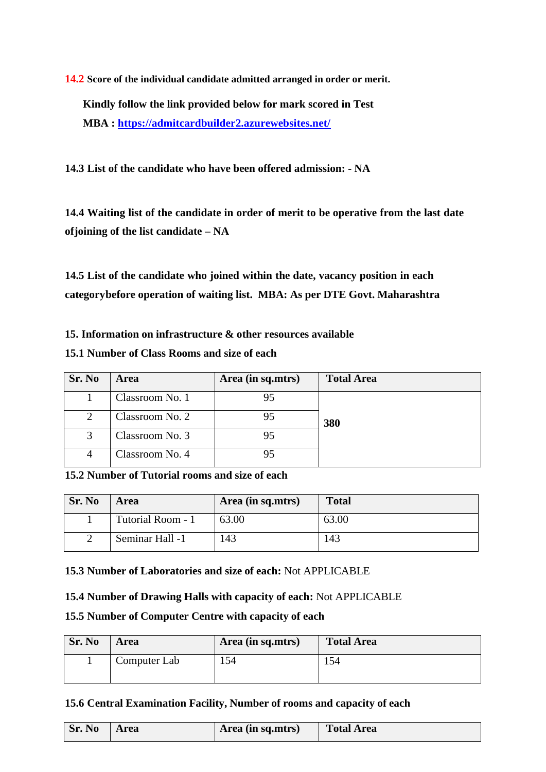**14.2 Score of the individual candidate admitted arranged in order or merit.**

**Kindly follow the link provided below for mark scored in Test**

**MBA : [https://admitcardbuilder2.azurewebsites.net/](https://admitcardbuilder2.azurewebsites.net/)**

**14.3 List of the candidate who have been offered admission: - NA**

**14.4 Waiting list of the candidate in order of merit to be operative from the last date ofjoining of the list candidate – NA**

**14.5 List of the candidate who joined within the date, vacancy position in each categorybefore operation of waiting list. MBA: As per DTE Govt. Maharashtra**

**15. Information on infrastructure & other resources available**

**15.1 Number of Class Rooms and size of each**

| Sr. No | Area | Area (in sq.mtrs) | Total Area |
|---|---|---|---|
| 1 | Classroom No. 1 | 95 | **380** |
| 2 | Classroom No. 2 | 95 | |
| 3 | Classroom No. 3 | 95 | |
| 4 | Classroom No. 4 | 95 | |

**15.2 Number of Tutorial rooms and size of each**

| Sr. No | Area | Area (in sq.mtrs) | Total |
|---|---|---|---|
| 1 | Tutorial Room - 1 | 63.00 | 63.00 |
| 2 | Seminar Hall -1 | 143 | 143 |

**15.3 Number of Laboratories and size of each:** Not APPLICABLE

**15.4 Number of Drawing Halls with capacity of each:** Not APPLICABLE

**15.5 Number of Computer Centre with capacity of each**

| Sr. No | Area | Area (in sq.mtrs) | Total Area |
|---|---|---|---|
| 1 | Computer Lab | 154 | 154 |

**15.6 Central Examination Facility, Number of rooms and capacity of each**

| Sr. No | Area | Area (in sq.mtrs) | Total Area |
|---|---|---|---|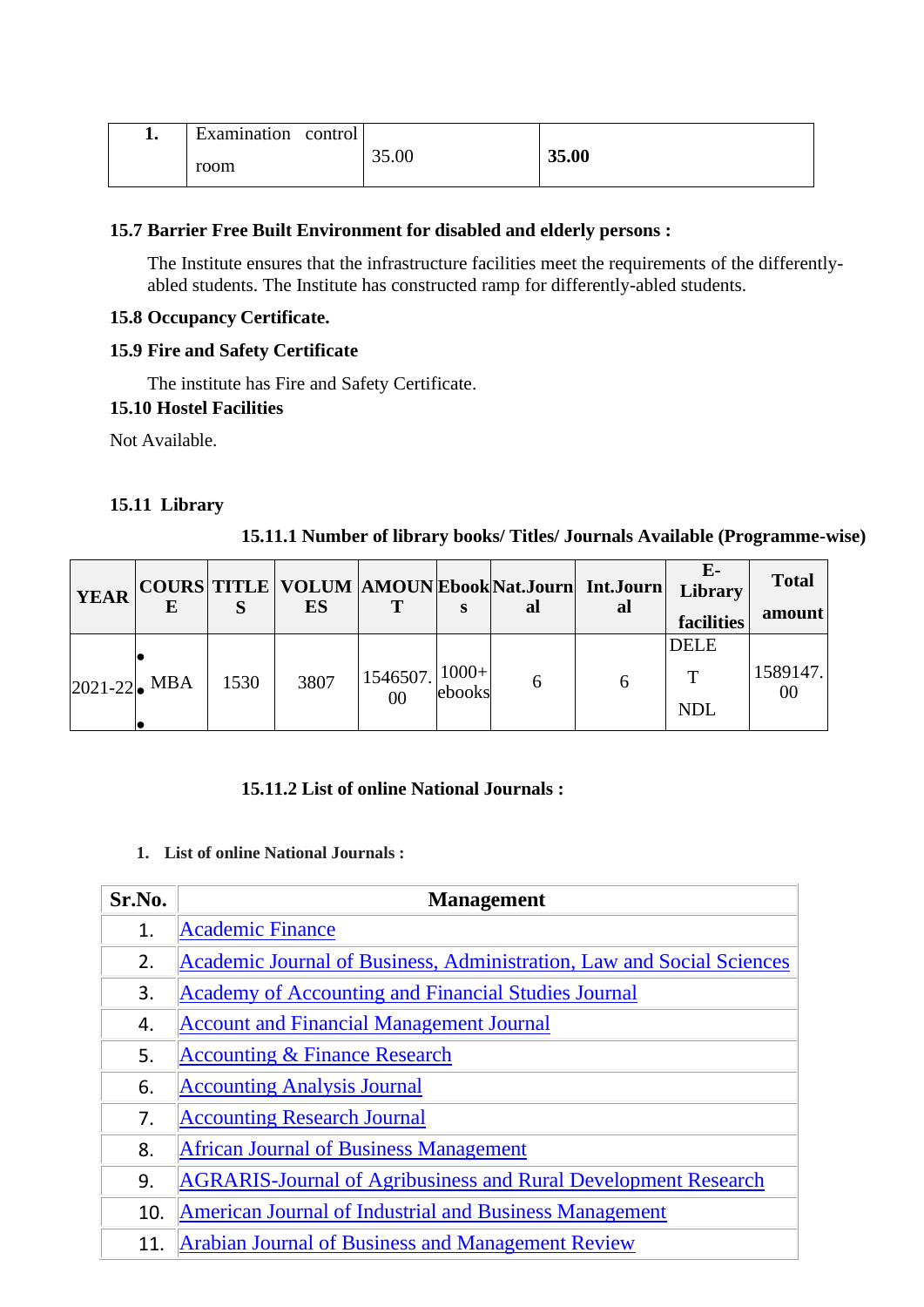| 1. | Examination control room | 35.00 | **35.00** |
|---|---|---|---|

**15.7 Barrier Free Built Environment for disabled and elderly persons :**

The Institute ensures that the infrastructure facilities meet the requirements of the differently-abled students. The Institute has constructed ramp for differently-abled students.

**15.8 Occupancy Certificate.**

**15.9 Fire and Safety Certificate**

The institute has Fire and Safety Certificate.

**15.10 Hostel Facilities**

Not Available.

**15.11 Library**

**15.11.1 Number of library books/ Titles/ Journals Available (Programme-wise)**

| YEAR | COURSE | TITLES | VOLUMES | AMOUNT | Ebooks | Nat.Journal | Int.Journal | E-Library facilities | Total amount |
|---|---|---|---|---|---|---|---|---|---|
| 2021-22 | • MBA | 1530 | 3807 | 1546507.00 | 1000+ ebooks | 6 | 6 | DELET NDL | 1589147.00 |

**15.11.2 List of online National Journals :**

1. **List of online National Journals :**

| Sr.No. | Management |
|---|---|
| 1. | Academic Finance |
| 2. | Academic Journal of Business, Administration, Law and Social Sciences |
| 3. | Academy of Accounting and Financial Studies Journal |
| 4. | Account and Financial Management Journal |
| 5. | Accounting & Finance Research |
| 6. | Accounting Analysis Journal |
| 7. | Accounting Research Journal |
| 8. | African Journal of Business Management |
| 9. | AGRARIS-Journal of Agribusiness and Rural Development Research |
| 10. | American Journal of Industrial and Business Management |
| 11. | Arabian Journal of Business and Management Review |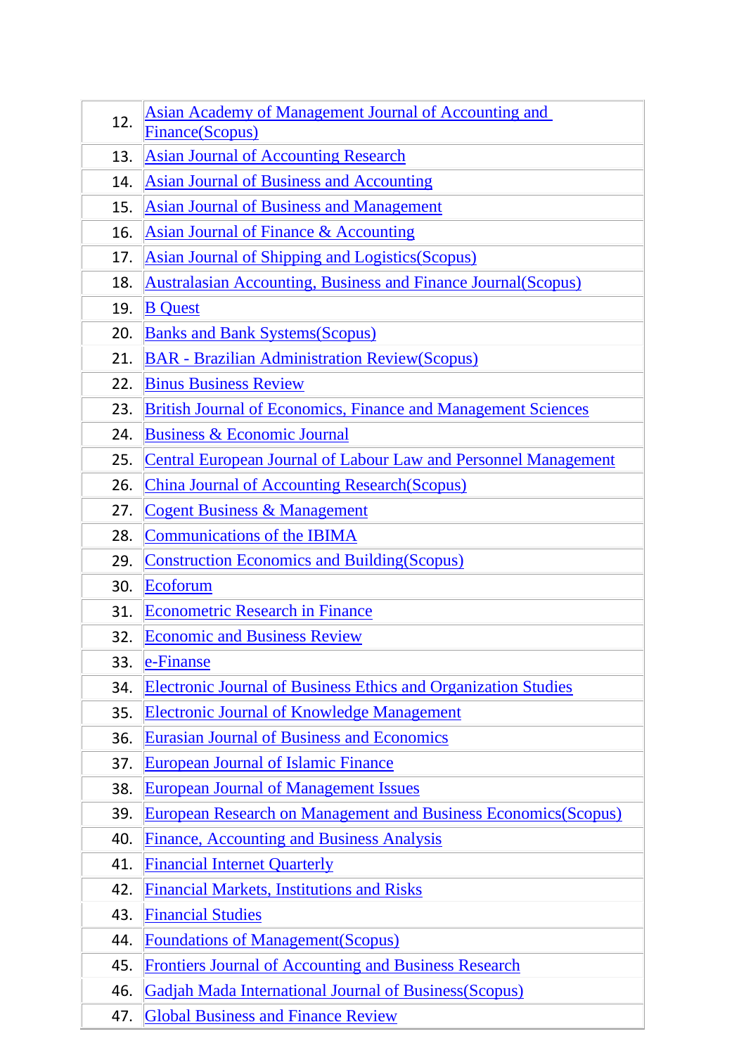| | |
|---|---|
| 12. | Asian Academy of Management Journal of Accounting and Finance(Scopus) |
| 13. | Asian Journal of Accounting Research |
| 14. | Asian Journal of Business and Accounting |
| 15. | Asian Journal of Business and Management |
| 16. | Asian Journal of Finance & Accounting |
| 17. | Asian Journal of Shipping and Logistics(Scopus) |
| 18. | Australasian Accounting, Business and Finance Journal(Scopus) |
| 19. | B Quest |
| 20. | Banks and Bank Systems(Scopus) |
| 21. | BAR - Brazilian Administration Review(Scopus) |
| 22. | Binus Business Review |
| 23. | British Journal of Economics, Finance and Management Sciences |
| 24. | Business & Economic Journal |
| 25. | Central European Journal of Labour Law and Personnel Management |
| 26. | China Journal of Accounting Research(Scopus) |
| 27. | Cogent Business & Management |
| 28. | Communications of the IBIMA |
| 29. | Construction Economics and Building(Scopus) |
| 30. | Ecoforum |
| 31. | Econometric Research in Finance |
| 32. | Economic and Business Review |
| 33. | e-Finanse |
| 34. | Electronic Journal of Business Ethics and Organization Studies |
| 35. | Electronic Journal of Knowledge Management |
| 36. | Eurasian Journal of Business and Economics |
| 37. | European Journal of Islamic Finance |
| 38. | European Journal of Management Issues |
| 39. | European Research on Management and Business Economics(Scopus) |
| 40. | Finance, Accounting and Business Analysis |
| 41. | Financial Internet Quarterly |
| 42. | Financial Markets, Institutions and Risks |
| 43. | Financial Studies |
| 44. | Foundations of Management(Scopus) |
| 45. | Frontiers Journal of Accounting and Business Research |
| 46. | Gadjah Mada International Journal of Business(Scopus) |
| 47. | Global Business and Finance Review |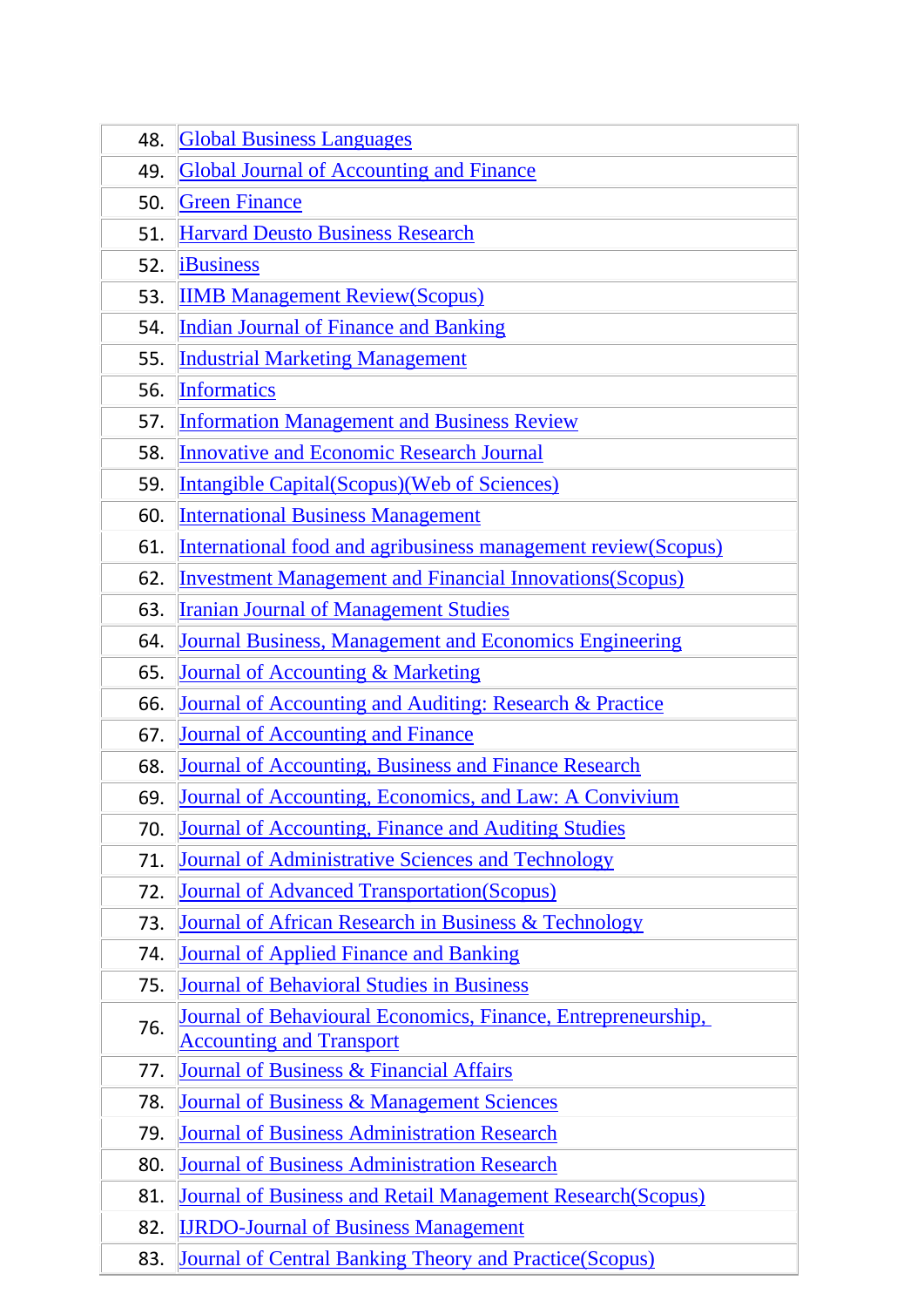| | |
|---|---|
| 48. | Global Business Languages |
| 49. | Global Journal of Accounting and Finance |
| 50. | Green Finance |
| 51. | Harvard Deusto Business Research |
| 52. | iBusiness |
| 53. | IIMB Management Review(Scopus) |
| 54. | Indian Journal of Finance and Banking |
| 55. | Industrial Marketing Management |
| 56. | Informatics |
| 57. | Information Management and Business Review |
| 58. | Innovative and Economic Research Journal |
| 59. | Intangible Capital(Scopus)(Web of Sciences) |
| 60. | International Business Management |
| 61. | International food and agribusiness management review(Scopus) |
| 62. | Investment Management and Financial Innovations(Scopus) |
| 63. | Iranian Journal of Management Studies |
| 64. | Journal Business, Management and Economics Engineering |
| 65. | Journal of Accounting & Marketing |
| 66. | Journal of Accounting and Auditing: Research & Practice |
| 67. | Journal of Accounting and Finance |
| 68. | Journal of Accounting, Business and Finance Research |
| 69. | Journal of Accounting, Economics, and Law: A Convivium |
| 70. | Journal of Accounting, Finance and Auditing Studies |
| 71. | Journal of Administrative Sciences and Technology |
| 72. | Journal of Advanced Transportation(Scopus) |
| 73. | Journal of African Research in Business & Technology |
| 74. | Journal of Applied Finance and Banking |
| 75. | Journal of Behavioral Studies in Business |
| 76. | Journal of Behavioural Economics, Finance, Entrepreneurship, Accounting and Transport |
| 77. | Journal of Business & Financial Affairs |
| 78. | Journal of Business & Management Sciences |
| 79. | Journal of Business Administration Research |
| 80. | Journal of Business Administration Research |
| 81. | Journal of Business and Retail Management Research(Scopus) |
| 82. | IJRDO-Journal of Business Management |
| 83. | Journal of Central Banking Theory and Practice(Scopus) |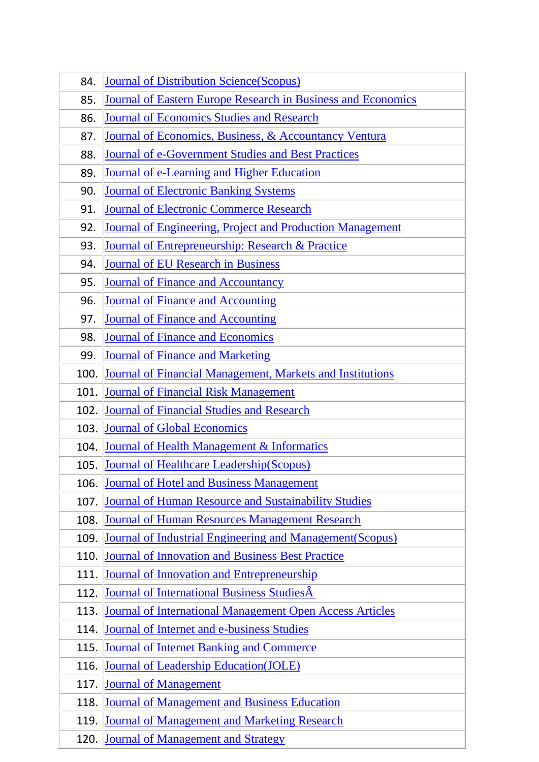| | |
|---|---|
| 84. | Journal of Distribution Science(Scopus) |
| 85. | Journal of Eastern Europe Research in Business and Economics |
| 86. | Journal of Economics Studies and Research |
| 87. | Journal of Economics, Business, & Accountancy Ventura |
| 88. | Journal of e-Government Studies and Best Practices |
| 89. | Journal of e-Learning and Higher Education |
| 90. | Journal of Electronic Banking Systems |
| 91. | Journal of Electronic Commerce Research |
| 92. | Journal of Engineering, Project and Production Management |
| 93. | Journal of Entrepreneurship: Research & Practice |
| 94. | Journal of EU Research in Business |
| 95. | Journal of Finance and Accountancy |
| 96. | Journal of Finance and Accounting |
| 97. | Journal of Finance and Accounting |
| 98. | Journal of Finance and Economics |
| 99. | Journal of Finance and Marketing |
| 100. | Journal of Financial Management, Markets and Institutions |
| 101. | Journal of Financial Risk Management |
| 102. | Journal of Financial Studies and Research |
| 103. | Journal of Global Economics |
| 104. | Journal of Health Management & Informatics |
| 105. | Journal of Healthcare Leadership(Scopus) |
| 106. | Journal of Hotel and Business Management |
| 107. | Journal of Human Resource and Sustainability Studies |
| 108. | Journal of Human Resources Management Research |
| 109. | Journal of Industrial Engineering and Management(Scopus) |
| 110. | Journal of Innovation and Business Best Practice |
| 111. | Journal of Innovation and Entrepreneurship |
| 112. | Journal of International Business StudiesÂ |
| 113. | Journal of International Management Open Access Articles |
| 114. | Journal of Internet and e-business Studies |
| 115. | Journal of Internet Banking and Commerce |
| 116. | Journal of Leadership Education(JOLE) |
| 117. | Journal of Management |
| 118. | Journal of Management and Business Education |
| 119. | Journal of Management and Marketing Research |
| 120. | Journal of Management and Strategy |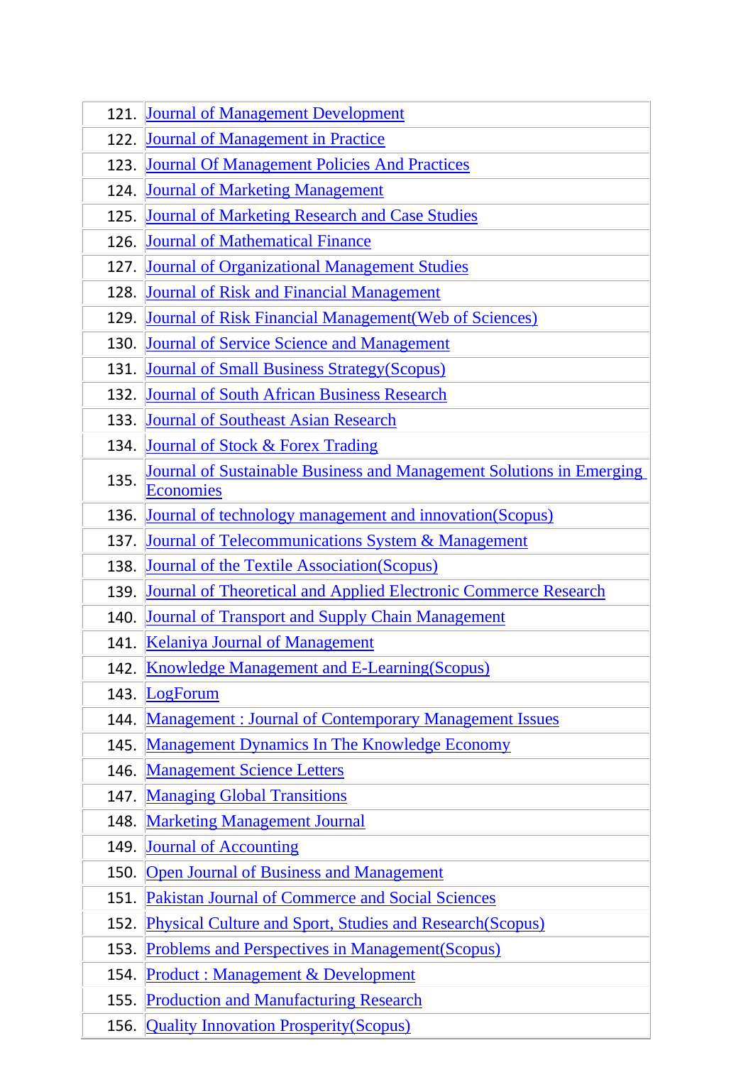| | |
|---|---|
| 121. | Journal of Management Development |
| 122. | Journal of Management in Practice |
| 123. | Journal Of Management Policies And Practices |
| 124. | Journal of Marketing Management |
| 125. | Journal of Marketing Research and Case Studies |
| 126. | Journal of Mathematical Finance |
| 127. | Journal of Organizational Management Studies |
| 128. | Journal of Risk and Financial Management |
| 129. | Journal of Risk Financial Management(Web of Sciences) |
| 130. | Journal of Service Science and Management |
| 131. | Journal of Small Business Strategy(Scopus) |
| 132. | Journal of South African Business Research |
| 133. | Journal of Southeast Asian Research |
| 134. | Journal of Stock & Forex Trading |
| 135. | Journal of Sustainable Business and Management Solutions in Emerging Economies |
| 136. | Journal of technology management and innovation(Scopus) |
| 137. | Journal of Telecommunications System & Management |
| 138. | Journal of the Textile Association(Scopus) |
| 139. | Journal of Theoretical and Applied Electronic Commerce Research |
| 140. | Journal of Transport and Supply Chain Management |
| 141. | Kelaniya Journal of Management |
| 142. | Knowledge Management and E-Learning(Scopus) |
| 143. | LogForum |
| 144. | Management : Journal of Contemporary Management Issues |
| 145. | Management Dynamics In The Knowledge Economy |
| 146. | Management Science Letters |
| 147. | Managing Global Transitions |
| 148. | Marketing Management Journal |
| 149. | Journal of Accounting |
| 150. | Open Journal of Business and Management |
| 151. | Pakistan Journal of Commerce and Social Sciences |
| 152. | Physical Culture and Sport, Studies and Research(Scopus) |
| 153. | Problems and Perspectives in Management(Scopus) |
| 154. | Product : Management & Development |
| 155. | Production and Manufacturing Research |
| 156. | Quality Innovation Prosperity(Scopus) |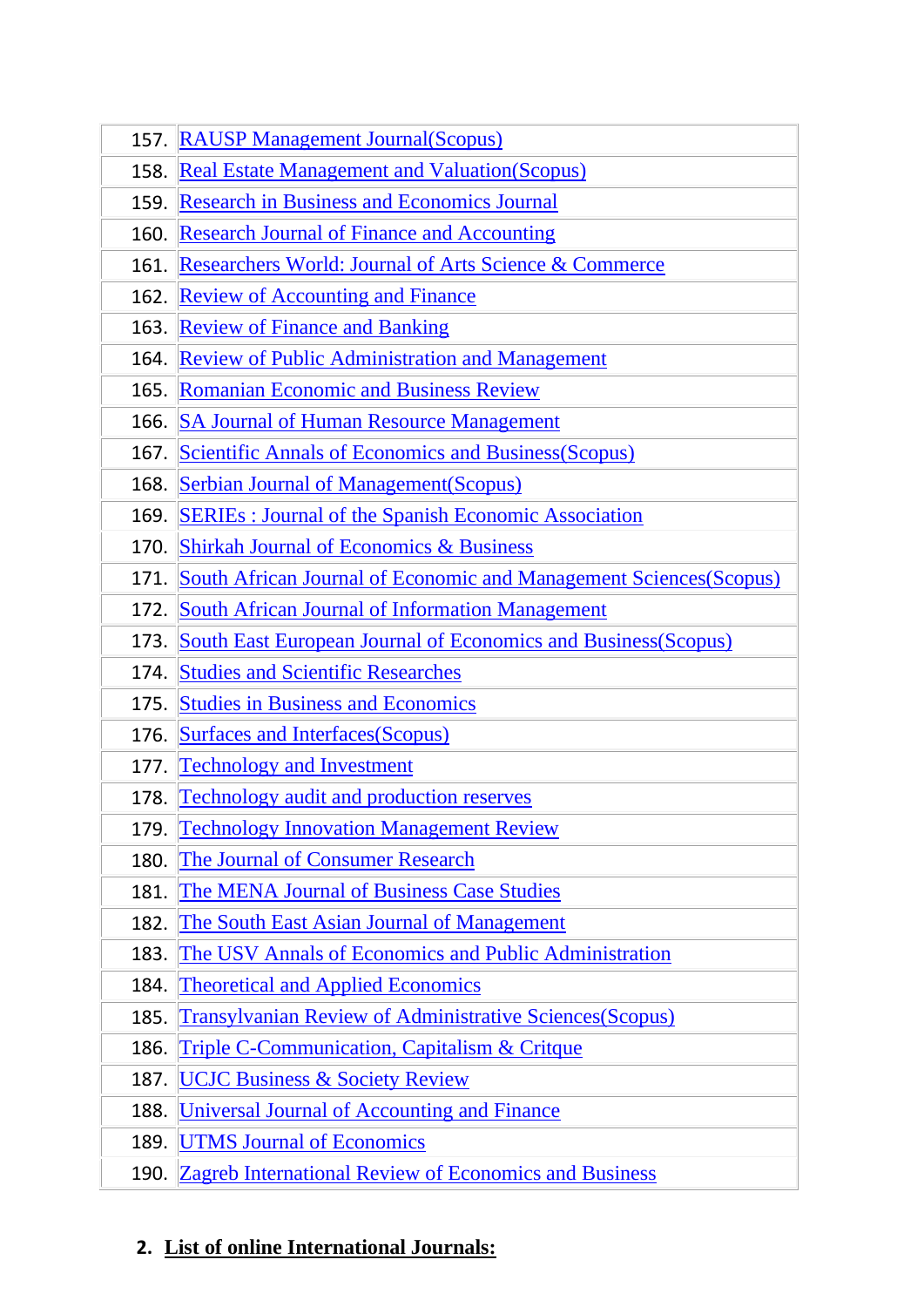| | |
|---|---|
| 157. | RAUSP Management Journal(Scopus) |
| 158. | Real Estate Management and Valuation(Scopus) |
| 159. | Research in Business and Economics Journal |
| 160. | Research Journal of Finance and Accounting |
| 161. | Researchers World: Journal of Arts Science & Commerce |
| 162. | Review of Accounting and Finance |
| 163. | Review of Finance and Banking |
| 164. | Review of Public Administration and Management |
| 165. | Romanian Economic and Business Review |
| 166. | SA Journal of Human Resource Management |
| 167. | Scientific Annals of Economics and Business(Scopus) |
| 168. | Serbian Journal of Management(Scopus) |
| 169. | SERIEs : Journal of the Spanish Economic Association |
| 170. | Shirkah Journal of Economics & Business |
| 171. | South African Journal of Economic and Management Sciences(Scopus) |
| 172. | South African Journal of Information Management |
| 173. | South East European Journal of Economics and Business(Scopus) |
| 174. | Studies and Scientific Researches |
| 175. | Studies in Business and Economics |
| 176. | Surfaces and Interfaces(Scopus) |
| 177. | Technology and Investment |
| 178. | Technology audit and production reserves |
| 179. | Technology Innovation Management Review |
| 180. | The Journal of Consumer Research |
| 181. | The MENA Journal of Business Case Studies |
| 182. | The South East Asian Journal of Management |
| 183. | The USV Annals of Economics and Public Administration |
| 184. | Theoretical and Applied Economics |
| 185. | Transylvanian Review of Administrative Sciences(Scopus) |
| 186. | Triple C-Communication, Capitalism & Critque |
| 187. | UCJC Business & Society Review |
| 188. | Universal Journal of Accounting and Finance |
| 189. | UTMS Journal of Economics |
| 190. | Zagreb International Review of Economics and Business |

**2. List of online International Journals:**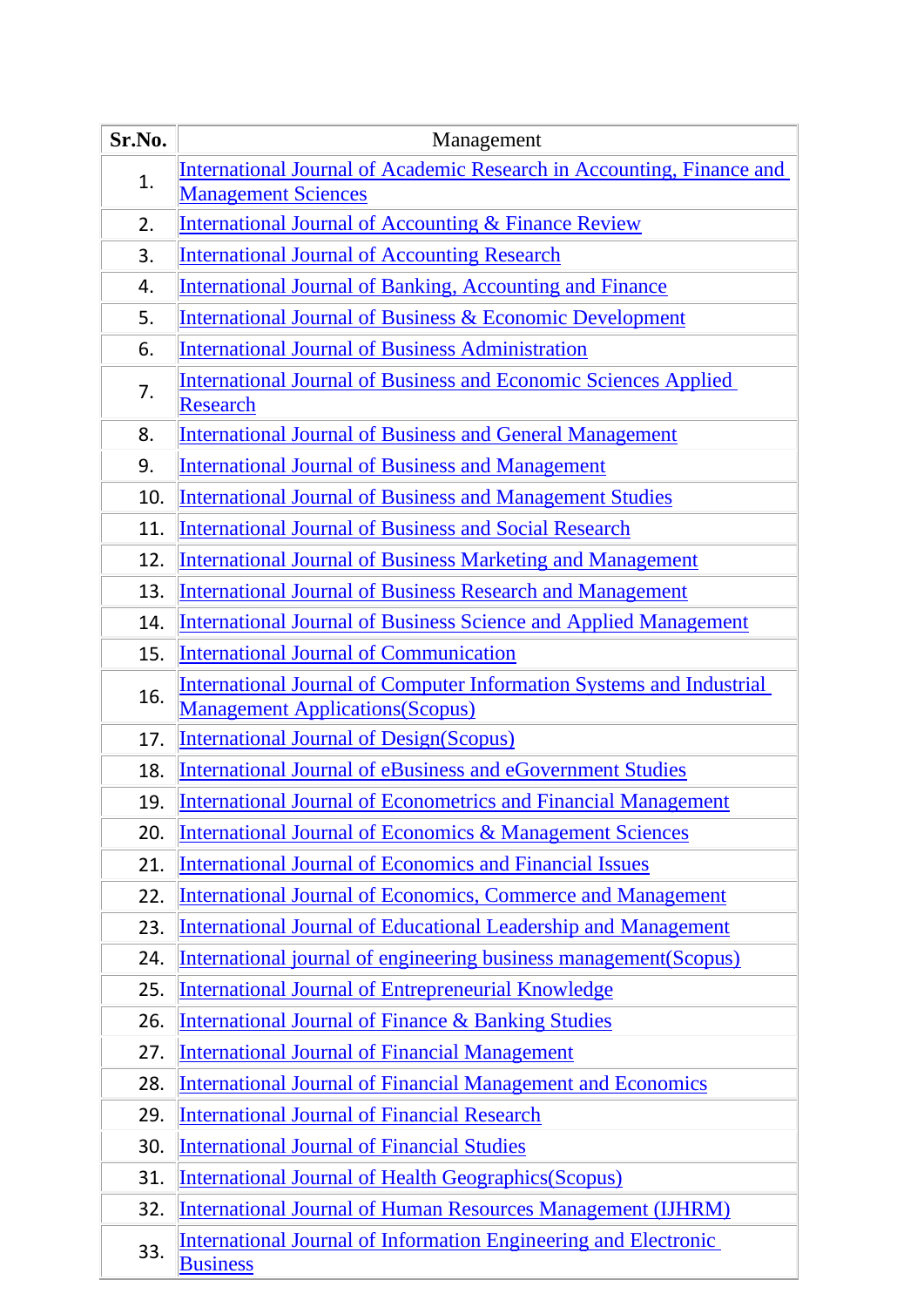| Sr.No. | Management |
|---|---|
| 1. | International Journal of Academic Research in Accounting, Finance and Management Sciences |
| 2. | International Journal of Accounting & Finance Review |
| 3. | International Journal of Accounting Research |
| 4. | International Journal of Banking, Accounting and Finance |
| 5. | International Journal of Business & Economic Development |
| 6. | International Journal of Business Administration |
| 7. | International Journal of Business and Economic Sciences Applied Research |
| 8. | International Journal of Business and General Management |
| 9. | International Journal of Business and Management |
| 10. | International Journal of Business and Management Studies |
| 11. | International Journal of Business and Social Research |
| 12. | International Journal of Business Marketing and Management |
| 13. | International Journal of Business Research and Management |
| 14. | International Journal of Business Science and Applied Management |
| 15. | International Journal of Communication |
| 16. | International Journal of Computer Information Systems and Industrial Management Applications(Scopus) |
| 17. | International Journal of Design(Scopus) |
| 18. | International Journal of eBusiness and eGovernment Studies |
| 19. | International Journal of Econometrics and Financial Management |
| 20. | International Journal of Economics & Management Sciences |
| 21. | International Journal of Economics and Financial Issues |
| 22. | International Journal of Economics, Commerce and Management |
| 23. | International Journal of Educational Leadership and Management |
| 24. | International journal of engineering business management(Scopus) |
| 25. | International Journal of Entrepreneurial Knowledge |
| 26. | International Journal of Finance & Banking Studies |
| 27. | International Journal of Financial Management |
| 28. | International Journal of Financial Management and Economics |
| 29. | International Journal of Financial Research |
| 30. | International Journal of Financial Studies |
| 31. | International Journal of Health Geographics(Scopus) |
| 32. | International Journal of Human Resources Management (IJHRM) |
| 33. | International Journal of Information Engineering and Electronic Business |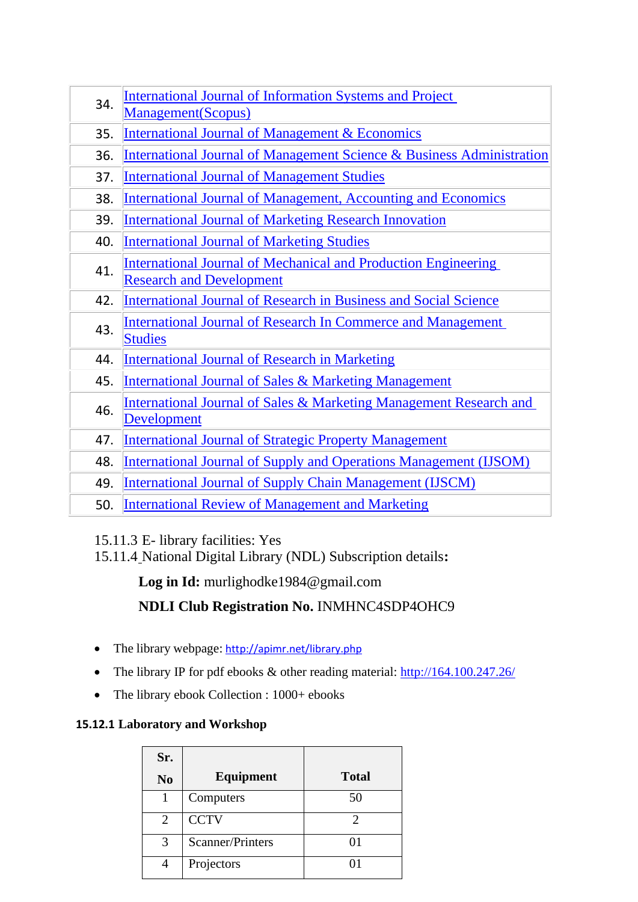| | |
|---|---|
| 34. | International Journal of Information Systems and Project Management(Scopus) |
| 35. | International Journal of Management & Economics |
| 36. | International Journal of Management Science & Business Administration |
| 37. | International Journal of Management Studies |
| 38. | International Journal of Management, Accounting and Economics |
| 39. | International Journal of Marketing Research Innovation |
| 40. | International Journal of Marketing Studies |
| 41. | International Journal of Mechanical and Production Engineering Research and Development |
| 42. | International Journal of Research in Business and Social Science |
| 43. | International Journal of Research In Commerce and Management Studies |
| 44. | International Journal of Research in Marketing |
| 45. | International Journal of Sales & Marketing Management |
| 46. | International Journal of Sales & Marketing Management Research and Development |
| 47. | International Journal of Strategic Property Management |
| 48. | International Journal of Supply and Operations Management (IJSOM) |
| 49. | International Journal of Supply Chain Management (IJSCM) |
| 50. | International Review of Management and Marketing |

15.11.3 E- library facilities: Yes
15.11.4 National Digital Library (NDL) Subscription details**:**

**Log in Id:** murlighodke1984@gmail.com

**NDLI Club Registration No.** INMHNC4SDP4OHC9

- The library webpage: http://apimr.net/library.php
- The library IP for pdf ebooks & other reading material: http://164.100.247.26/
- The library ebook Collection : 1000+ ebooks

**15.12.1 Laboratory and Workshop**

| Sr. No | Equipment | Total |
|---|---|---|
| 1 | Computers | 50 |
| 2 | CCTV | 2 |
| 3 | Scanner/Printers | 01 |
| 4 | Projectors | 01 |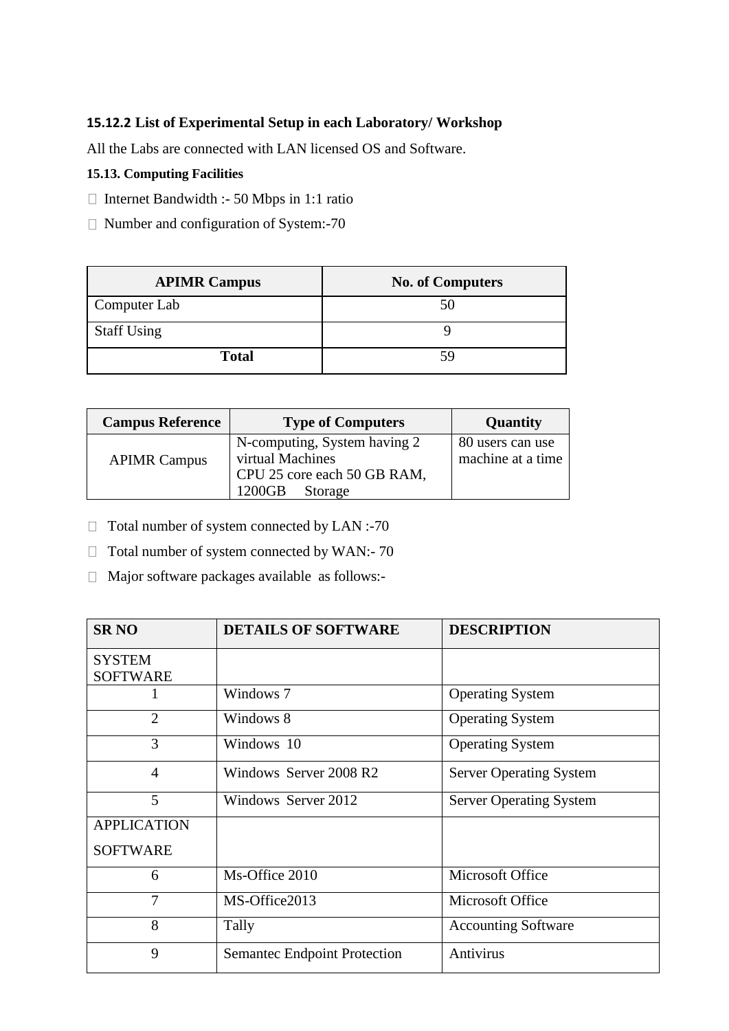### 15.12.2 List of Experimental Setup in each Laboratory/ Workshop

All the Labs are connected with LAN licensed OS and Software.

#### 15.13. Computing Facilities

- Internet Bandwidth :- 50 Mbps in 1:1 ratio
- Number and configuration of System:-70

| APIMR Campus | No. of Computers |
|---|---|
| Computer Lab | 50 |
| Staff Using | 9 |
| **Total** | 59 |

| Campus Reference | Type of Computers | Quantity |
|---|---|---|
| APIMR Campus | N-computing, System having 2 virtual Machines CPU 25 core each 50 GB RAM, 1200GB Storage | 80 users can use machine at a time |

- Total number of system connected by LAN :-70
- Total number of system connected by WAN:- 70
- Major software packages available as follows:-

| SR NO | DETAILS OF SOFTWARE | DESCRIPTION |
|---|---|---|
| SYSTEM SOFTWARE | | |
| 1 | Windows 7 | Operating System |
| 2 | Windows 8 | Operating System |
| 3 | Windows 10 | Operating System |
| 4 | Windows Server 2008 R2 | Server Operating System |
| 5 | Windows Server 2012 | Server Operating System |
| APPLICATION SOFTWARE | | |
| 6 | Ms-Office 2010 | Microsoft Office |
| 7 | MS-Office2013 | Microsoft Office |
| 8 | Tally | Accounting Software |
| 9 | Semantec Endpoint Protection | Antivirus |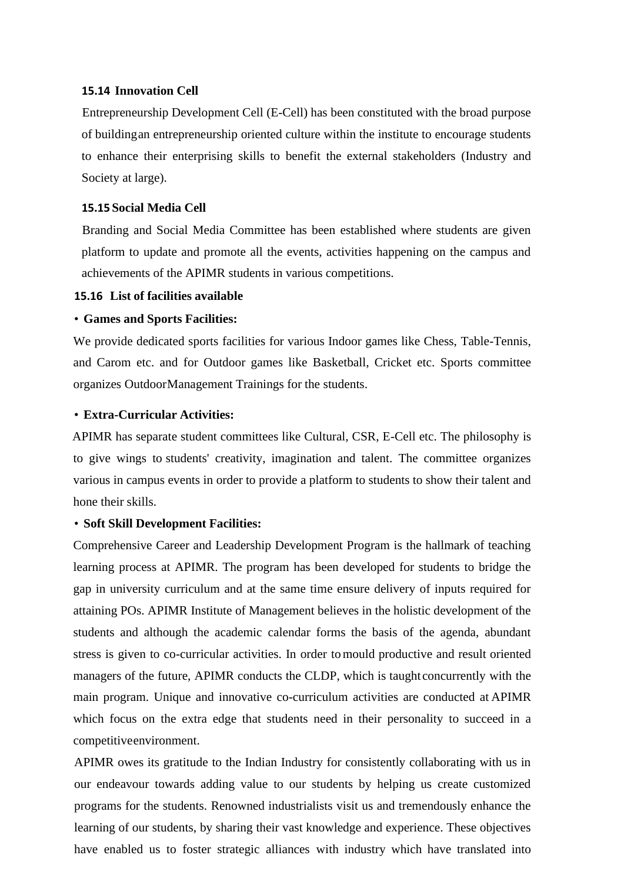### 15.14 Innovation Cell

Entrepreneurship Development Cell (E-Cell) has been constituted with the broad purpose of buildingan entrepreneurship oriented culture within the institute to encourage students to enhance their enterprising skills to benefit the external stakeholders (Industry and Society at large).

### 15.15 Social Media Cell

Branding and Social Media Committee has been established where students are given platform to update and promote all the events, activities happening on the campus and achievements of the APIMR students in various competitions.

### 15.16 List of facilities available

- **Games and Sports Facilities:**

We provide dedicated sports facilities for various Indoor games like Chess, Table-Tennis, and Carom etc. and for Outdoor games like Basketball, Cricket etc. Sports committee organizes OutdoorManagement Trainings for the students.

- **Extra-Curricular Activities:**

APIMR has separate student committees like Cultural, CSR, E-Cell etc. The philosophy is to give wings to students' creativity, imagination and talent. The committee organizes various in campus events in order to provide a platform to students to show their talent and hone their skills.

- **Soft Skill Development Facilities:**

Comprehensive Career and Leadership Development Program is the hallmark of teaching learning process at APIMR. The program has been developed for students to bridge the gap in university curriculum and at the same time ensure delivery of inputs required for attaining POs. APIMR Institute of Management believes in the holistic development of the students and although the academic calendar forms the basis of the agenda, abundant stress is given to co-curricular activities. In order to mould productive and result oriented managers of the future, APIMR conducts the CLDP, which is taught concurrently with the main program. Unique and innovative co-curriculum activities are conducted at APIMR which focus on the extra edge that students need in their personality to succeed in a competitiveenvironment.

APIMR owes its gratitude to the Indian Industry for consistently collaborating with us in our endeavour towards adding value to our students by helping us create customized programs for the students. Renowned industrialists visit us and tremendously enhance the learning of our students, by sharing their vast knowledge and experience. These objectives have enabled us to foster strategic alliances with industry which have translated into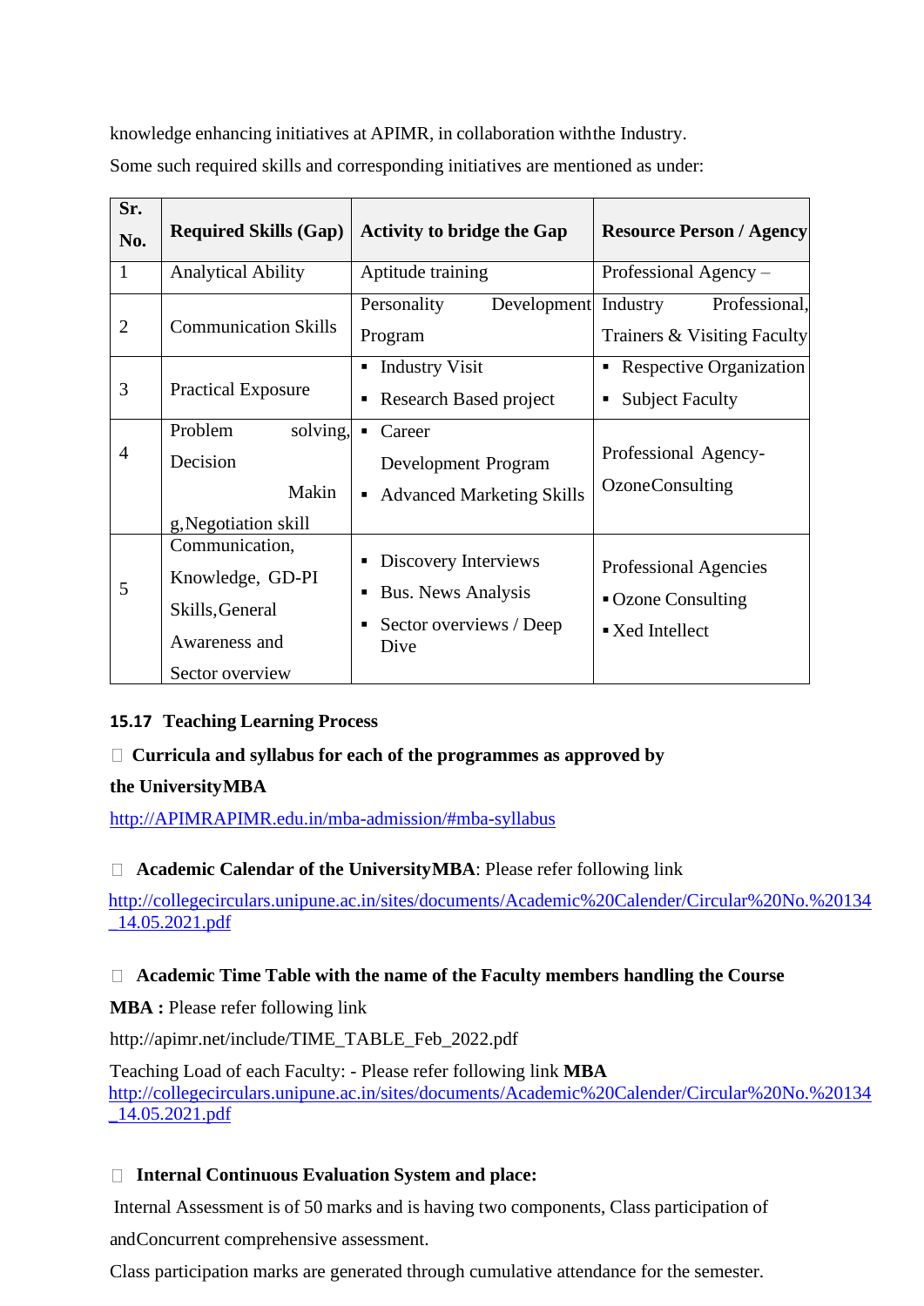knowledge enhancing initiatives at APIMR, in collaboration withthe Industry.

Some such required skills and corresponding initiatives are mentioned as under:

| Sr. No. | Required Skills (Gap) | Activity to bridge the Gap | Resource Person / Agency |
|---|---|---|---|
| 1 | Analytical Ability | Aptitude training | Professional Agency – |
| 2 | Communication Skills | Personality Development Program | Industry Professional, Trainers & Visiting Faculty |
| 3 | Practical Exposure | ▪ Industry Visit<br>▪ Research Based project | ▪ Respective Organization<br>▪ Subject Faculty |
| 4 | Problem solving, Decision Makin g,Negotiation skill | ▪ Career Development Program<br>▪ Advanced Marketing Skills | Professional Agency- OzoneConsulting |
| 5 | Communication, Knowledge, GD-PI Skills,General Awareness and Sector overview | ▪ Discovery Interviews<br>▪ Bus. News Analysis<br>▪ Sector overviews / Deep Dive | Professional Agencies<br>▪ Ozone Consulting<br>▪ Xed Intellect |

### 15.17 Teaching Learning Process

- **Curricula and syllabus for each of the programmes as approved by the UniversityMBA**

http://APIMRAPIMR.edu.in/mba-admission/#mba-syllabus

- **Academic Calendar of the UniversityMBA**: Please refer following link

http://collegecirculars.unipune.ac.in/sites/documents/Academic%20Calender/Circular%20No.%20134_14.05.2021.pdf

- **Academic Time Table with the name of the Faculty members handling the Course**

**MBA :** Please refer following link

http://apimr.net/include/TIME_TABLE_Feb_2022.pdf

Teaching Load of each Faculty: - Please refer following link **MBA**
http://collegecirculars.unipune.ac.in/sites/documents/Academic%20Calender/Circular%20No.%20134_14.05.2021.pdf

- **Internal Continuous Evaluation System and place:**

Internal Assessment is of 50 marks and is having two components, Class participation of andConcurrent comprehensive assessment.

Class participation marks are generated through cumulative attendance for the semester.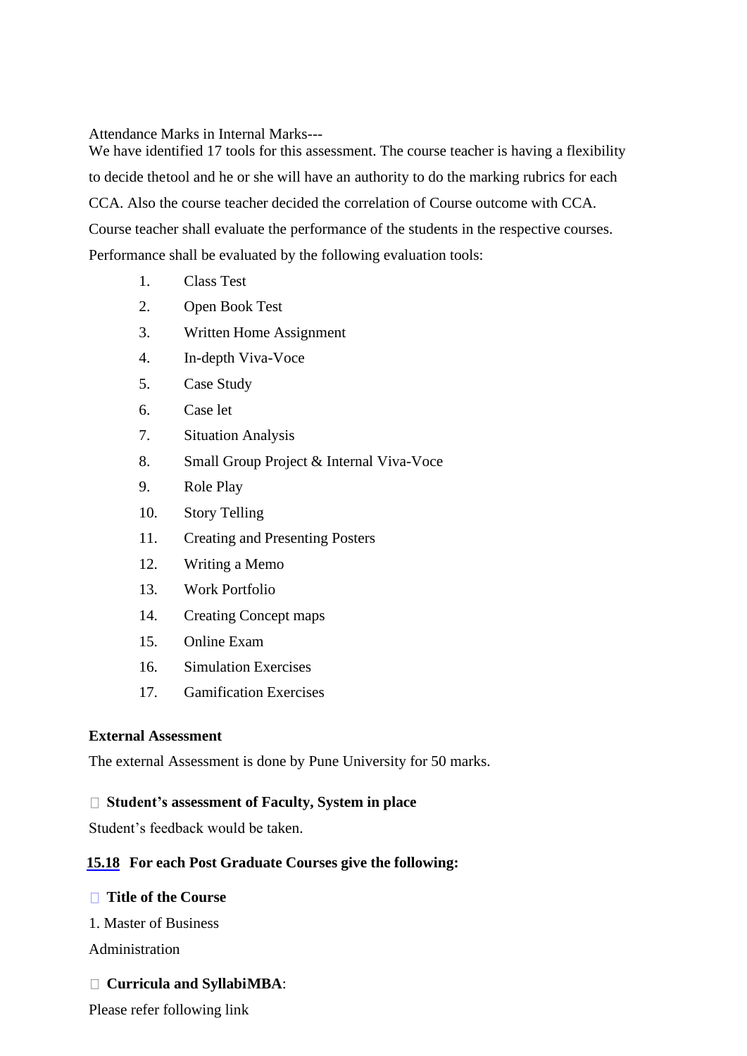Attendance Marks in Internal Marks---

We have identified 17 tools for this assessment. The course teacher is having a flexibility to decide thetool and he or she will have an authority to do the marking rubrics for each CCA. Also the course teacher decided the correlation of Course outcome with CCA. Course teacher shall evaluate the performance of the students in the respective courses. Performance shall be evaluated by the following evaluation tools:

1. Class Test
2. Open Book Test
3. Written Home Assignment
4. In-depth Viva-Voce
5. Case Study
6. Case let
7. Situation Analysis
8. Small Group Project & Internal Viva-Voce
9. Role Play
10. Story Telling
11. Creating and Presenting Posters
12. Writing a Memo
13. Work Portfolio
14. Creating Concept maps
15. Online Exam
16. Simulation Exercises
17. Gamification Exercises

**External Assessment**

The external Assessment is done by Pune University for 50 marks.

- **Student's assessment of Faculty, System in place**

Student's feedback would be taken.

**15.18 For each Post Graduate Courses give the following:**

- **Title of the Course**

1. Master of Business Administration

- **Curricula and SyllabiMBA**:

Please refer following link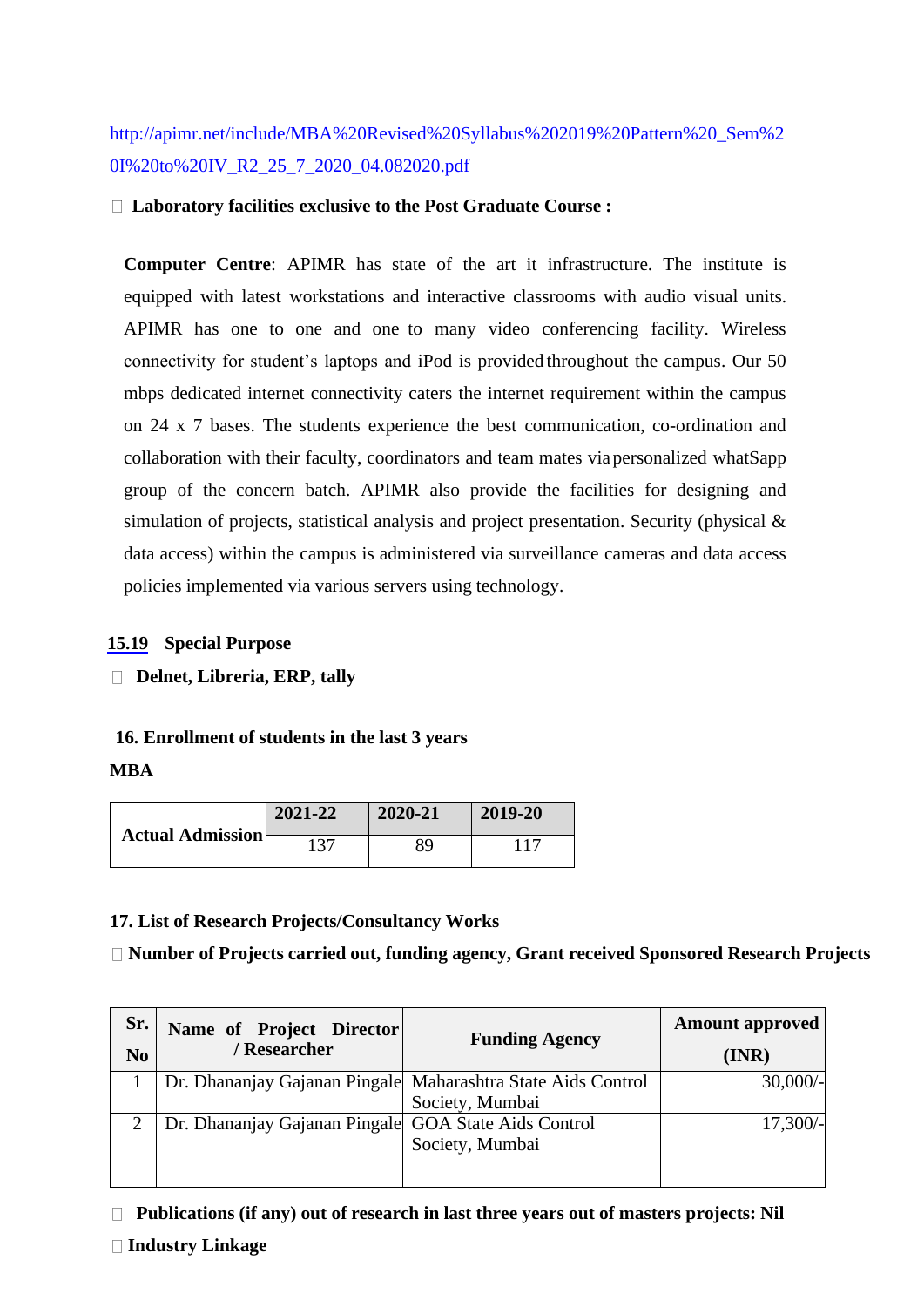http://apimr.net/include/MBA%20Revised%20Syllabus%202019%20Pattern%20_Sem%20I%20to%20IV_R2_25_7_2020_04.082020.pdf

- **Laboratory facilities exclusive to the Post Graduate Course :**

**Computer Centre**: APIMR has state of the art it infrastructure. The institute is equipped with latest workstations and interactive classrooms with audio visual units. APIMR has one to one and one to many video conferencing facility. Wireless connectivity for student's laptops and iPod is provided throughout the campus. Our 50 mbps dedicated internet connectivity caters the internet requirement within the campus on 24 x 7 bases. The students experience the best communication, co-ordination and collaboration with their faculty, coordinators and team mates via personalized whatSapp group of the concern batch. APIMR also provide the facilities for designing and simulation of projects, statistical analysis and project presentation. Security (physical & data access) within the campus is administered via surveillance cameras and data access policies implemented via various servers using technology.

**15.19 Special Purpose**

- **Delnet, Libreria, ERP, tally**

**16. Enrollment of students in the last 3 years**

**MBA**

| | 2021-22 | 2020-21 | 2019-20 |
|---|---|---|---|
| **Actual Admission** | 137 | 89 | 117 |

**17. List of Research Projects/Consultancy Works**

- **Number of Projects carried out, funding agency, Grant received Sponsored Research Projects**

| Sr. No | Name of Project Director / Researcher | Funding Agency | Amount approved (INR) |
|---|---|---|---|
| 1 | Dr. Dhananjay Gajanan Pingale | Maharashtra State Aids Control Society, Mumbai | 30,000/- |
| 2 | Dr. Dhananjay Gajanan Pingale | GOA State Aids Control Society, Mumbai | 17,300/- |
| | | | |

- **Publications (if any) out of research in last three years out of masters projects: Nil**
- **Industry Linkage**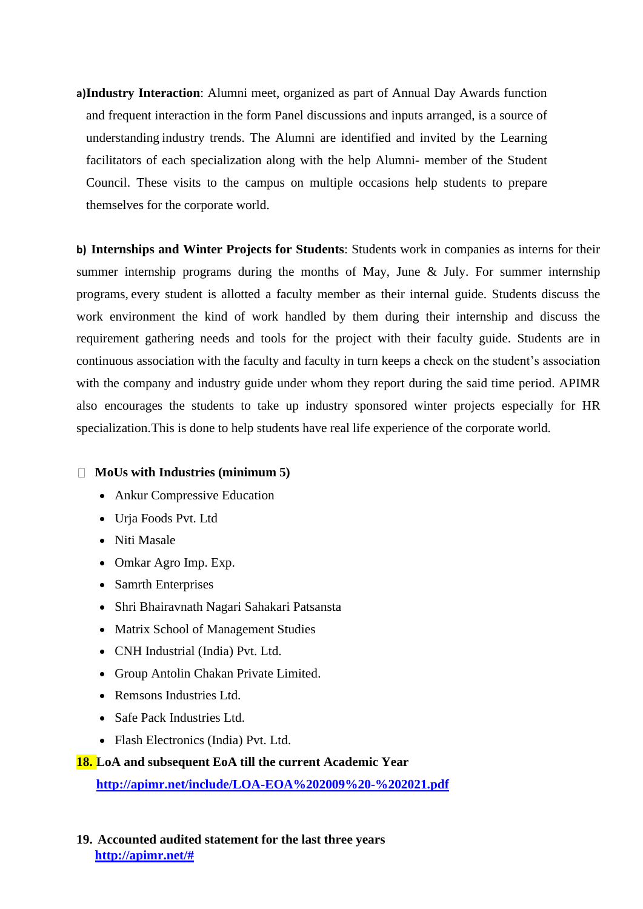**a)Industry Interaction**: Alumni meet, organized as part of Annual Day Awards function and frequent interaction in the form Panel discussions and inputs arranged, is a source of understanding industry trends. The Alumni are identified and invited by the Learning facilitators of each specialization along with the help Alumni- member of the Student Council. These visits to the campus on multiple occasions help students to prepare themselves for the corporate world.

**b) Internships and Winter Projects for Students**: Students work in companies as interns for their summer internship programs during the months of May, June & July. For summer internship programs, every student is allotted a faculty member as their internal guide. Students discuss the work environment the kind of work handled by them during their internship and discuss the requirement gathering needs and tools for the project with their faculty guide. Students are in continuous association with the faculty and faculty in turn keeps a check on the student's association with the company and industry guide under whom they report during the said time period. APIMR also encourages the students to take up industry sponsored winter projects especially for HR specialization.This is done to help students have real life experience of the corporate world.

- **MoUs with Industries (minimum 5)**
  - Ankur Compressive Education
  - Urja Foods Pvt. Ltd
  - Niti Masale
  - Omkar Agro Imp. Exp.
  - Samrth Enterprises
  - Shri Bhairavnath Nagari Sahakari Patsansta
  - Matrix School of Management Studies
  - CNH Industrial (India) Pvt. Ltd.
  - Group Antolin Chakan Private Limited.
  - Remsons Industries Ltd.
  - Safe Pack Industries Ltd.
  - Flash Electronics (India) Pvt. Ltd.

**18. LoA and subsequent EoA till the current Academic Year**

**http://apimr.net/include/LOA-EOA%202009%20-%202021.pdf**

**19. Accounted audited statement for the last three years**

**http://apimr.net/#**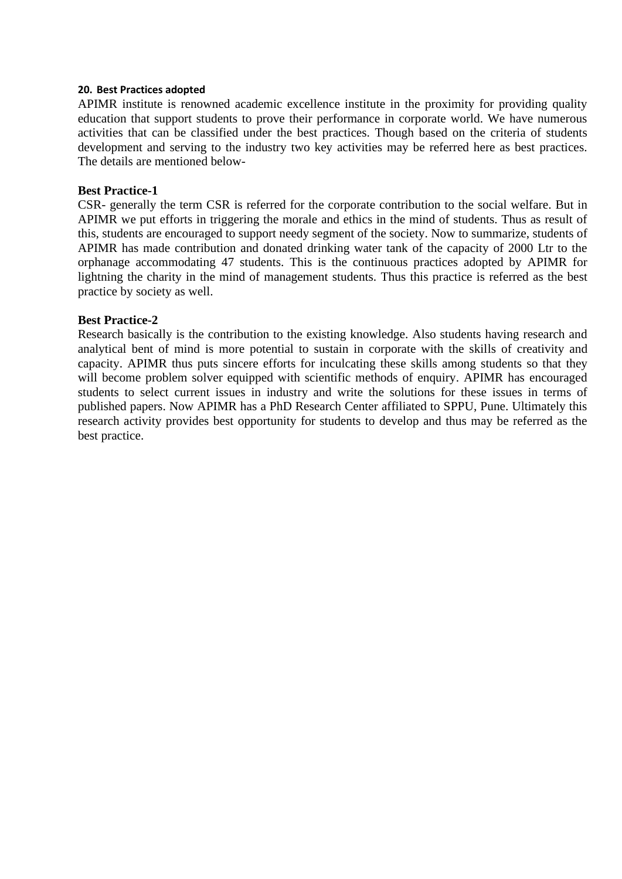### 20. Best Practices adopted

APIMR institute is renowned academic excellence institute in the proximity for providing quality education that support students to prove their performance in corporate world. We have numerous activities that can be classified under the best practices. Though based on the criteria of students development and serving to the industry two key activities may be referred here as best practices. The details are mentioned below-

**Best Practice-1**

CSR- generally the term CSR is referred for the corporate contribution to the social welfare. But in APIMR we put efforts in triggering the morale and ethics in the mind of students. Thus as result of this, students are encouraged to support needy segment of the society. Now to summarize, students of APIMR has made contribution and donated drinking water tank of the capacity of 2000 Ltr to the orphanage accommodating 47 students. This is the continuous practices adopted by APIMR for lightning the charity in the mind of management students. Thus this practice is referred as the best practice by society as well.

**Best Practice-2**

Research basically is the contribution to the existing knowledge. Also students having research and analytical bent of mind is more potential to sustain in corporate with the skills of creativity and capacity. APIMR thus puts sincere efforts for inculcating these skills among students so that they will become problem solver equipped with scientific methods of enquiry. APIMR has encouraged students to select current issues in industry and write the solutions for these issues in terms of published papers. Now APIMR has a PhD Research Center affiliated to SPPU, Pune. Ultimately this research activity provides best opportunity for students to develop and thus may be referred as the best practice.